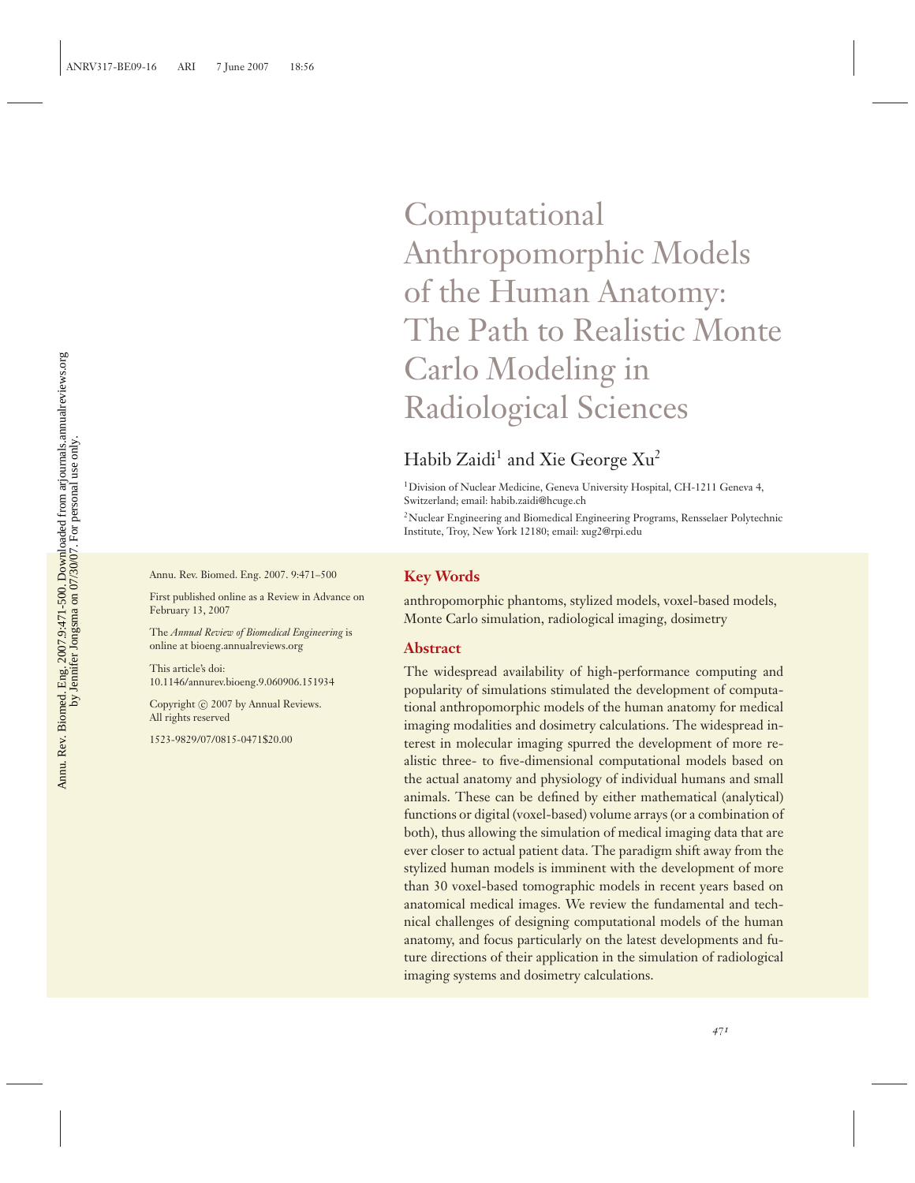# Computational Anthropomorphic Models of the Human Anatomy: The Path to Realistic Monte Carlo Modeling in Radiological Sciences

Habib Zaidi[1] and Xie George Xu[2]

[1]Division of Nuclear Medicine, Geneva University Hospital, CH-1211 Geneva 4, Switzerland; email: habib.zaidi@hcuge.ch

[2]Nuclear Engineering and Biomedical Engineering Programs, Rensselaer Polytechnic Institute, Troy, New York 12180; email: xug2@rpi.edu

Annu. Rev. Biomed. Eng. 2007. 9:471–500

First published online as a Review in Advance on February 13, 2007

The *Annual Review of Biomedical Engineering* is online at bioeng.annualreviews.org

This article's doi: 10.1146/annurev.bioeng.9.060906.151934

Copyright © 2007 by Annual Reviews. All rights reserved

1523-9829/07/0815-0471$20.00

## Key Words

anthropomorphic phantoms, stylized models, voxel-based models, Monte Carlo simulation, radiological imaging, dosimetry

## Abstract

The widespread availability of high-performance computing and popularity of simulations stimulated the development of computational anthropomorphic models of the human anatomy for medical imaging modalities and dosimetry calculations. The widespread interest in molecular imaging spurred the development of more realistic three- to five-dimensional computational models based on the actual anatomy and physiology of individual humans and small animals. These can be defined by either mathematical (analytical) functions or digital (voxel-based) volume arrays (or a combination of both), thus allowing the simulation of medical imaging data that are ever closer to actual patient data. The paradigm shift away from the stylized human models is imminent with the development of more than 30 voxel-based tomographic models in recent years based on anatomical medical images. We review the fundamental and technical challenges of designing computational models of the human anatomy, and focus particularly on the latest developments and future directions of their application in the simulation of radiological imaging systems and dosimetry calculations.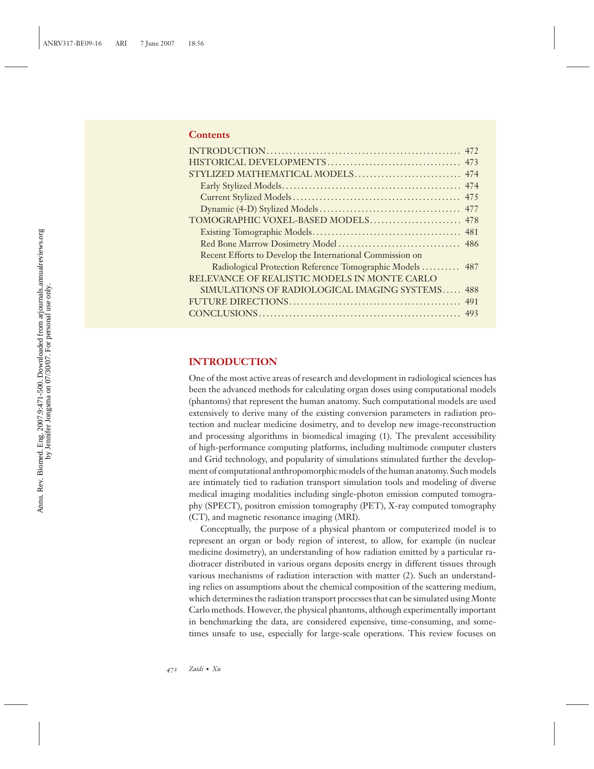**Contents**

| | |
|---|---|
| INTRODUCTION | 472 |
| HISTORICAL DEVELOPMENTS | 473 |
| STYLIZED MATHEMATICAL MODELS | 474 |
| Early Stylized Models | 474 |
| Current Stylized Models | 475 |
| Dynamic (4-D) Stylized Models | 477 |
| TOMOGRAPHIC VOXEL-BASED MODELS | 478 |
| Existing Tomographic Models | 481 |
| Red Bone Marrow Dosimetry Model | 486 |
| Recent Efforts to Develop the International Commission on Radiological Protection Reference Tomographic Models | 487 |
| RELEVANCE OF REALISTIC MODELS IN MONTE CARLO SIMULATIONS OF RADIOLOGICAL IMAGING SYSTEMS | 488 |
| FUTURE DIRECTIONS | 491 |
| CONCLUSIONS | 493 |

## INTRODUCTION

One of the most active areas of research and development in radiological sciences has been the advanced methods for calculating organ doses using computational models (phantoms) that represent the human anatomy. Such computational models are used extensively to derive many of the existing conversion parameters in radiation protection and nuclear medicine dosimetry, and to develop new image-reconstruction and processing algorithms in biomedical imaging (1). The prevalent accessibility of high-performance computing platforms, including multimode computer clusters and Grid technology, and popularity of simulations stimulated further the development of computational anthropomorphic models of the human anatomy. Such models are intimately tied to radiation transport simulation tools and modeling of diverse medical imaging modalities including single-photon emission computed tomography (SPECT), positron emission tomography (PET), X-ray computed tomography (CT), and magnetic resonance imaging (MRI).

Conceptually, the purpose of a physical phantom or computerized model is to represent an organ or body region of interest, to allow, for example (in nuclear medicine dosimetry), an understanding of how radiation emitted by a particular radiotracer distributed in various organs deposits energy in different tissues through various mechanisms of radiation interaction with matter (2). Such an understanding relies on assumptions about the chemical composition of the scattering medium, which determines the radiation transport processes that can be simulated using Monte Carlo methods. However, the physical phantoms, although experimentally important in benchmarking the data, are considered expensive, time-consuming, and sometimes unsafe to use, especially for large-scale operations. This review focuses on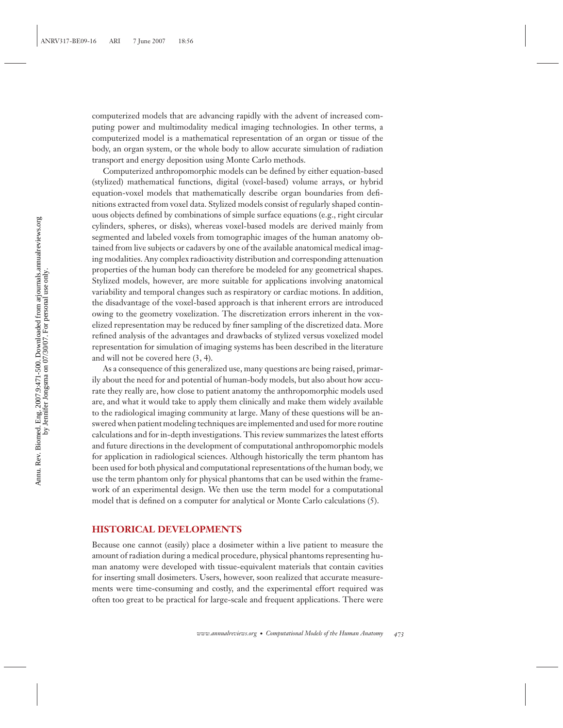computerized models that are advancing rapidly with the advent of increased computing power and multimodality medical imaging technologies. In other terms, a computerized model is a mathematical representation of an organ or tissue of the body, an organ system, or the whole body to allow accurate simulation of radiation transport and energy deposition using Monte Carlo methods.

Computerized anthropomorphic models can be defined by either equation-based (stylized) mathematical functions, digital (voxel-based) volume arrays, or hybrid equation-voxel models that mathematically describe organ boundaries from definitions extracted from voxel data. Stylized models consist of regularly shaped continuous objects defined by combinations of simple surface equations (e.g., right circular cylinders, spheres, or disks), whereas voxel-based models are derived mainly from segmented and labeled voxels from tomographic images of the human anatomy obtained from live subjects or cadavers by one of the available anatomical medical imaging modalities. Any complex radioactivity distribution and corresponding attenuation properties of the human body can therefore be modeled for any geometrical shapes. Stylized models, however, are more suitable for applications involving anatomical variability and temporal changes such as respiratory or cardiac motions. In addition, the disadvantage of the voxel-based approach is that inherent errors are introduced owing to the geometry voxelization. The discretization errors inherent in the voxelized representation may be reduced by finer sampling of the discretized data. More refined analysis of the advantages and drawbacks of stylized versus voxelized model representation for simulation of imaging systems has been described in the literature and will not be covered here (3, 4).

As a consequence of this generalized use, many questions are being raised, primarily about the need for and potential of human-body models, but also about how accurate they really are, how close to patient anatomy the anthropomorphic models used are, and what it would take to apply them clinically and make them widely available to the radiological imaging community at large. Many of these questions will be answered when patient modeling techniques are implemented and used for more routine calculations and for in-depth investigations. This review summarizes the latest efforts and future directions in the development of computational anthropomorphic models for application in radiological sciences. Although historically the term phantom has been used for both physical and computational representations of the human body, we use the term phantom only for physical phantoms that can be used within the framework of an experimental design. We then use the term model for a computational model that is defined on a computer for analytical or Monte Carlo calculations (5).

## HISTORICAL DEVELOPMENTS

Because one cannot (easily) place a dosimeter within a live patient to measure the amount of radiation during a medical procedure, physical phantoms representing human anatomy were developed with tissue-equivalent materials that contain cavities for inserting small dosimeters. Users, however, soon realized that accurate measurements were time-consuming and costly, and the experimental effort required was often too great to be practical for large-scale and frequent applications. There were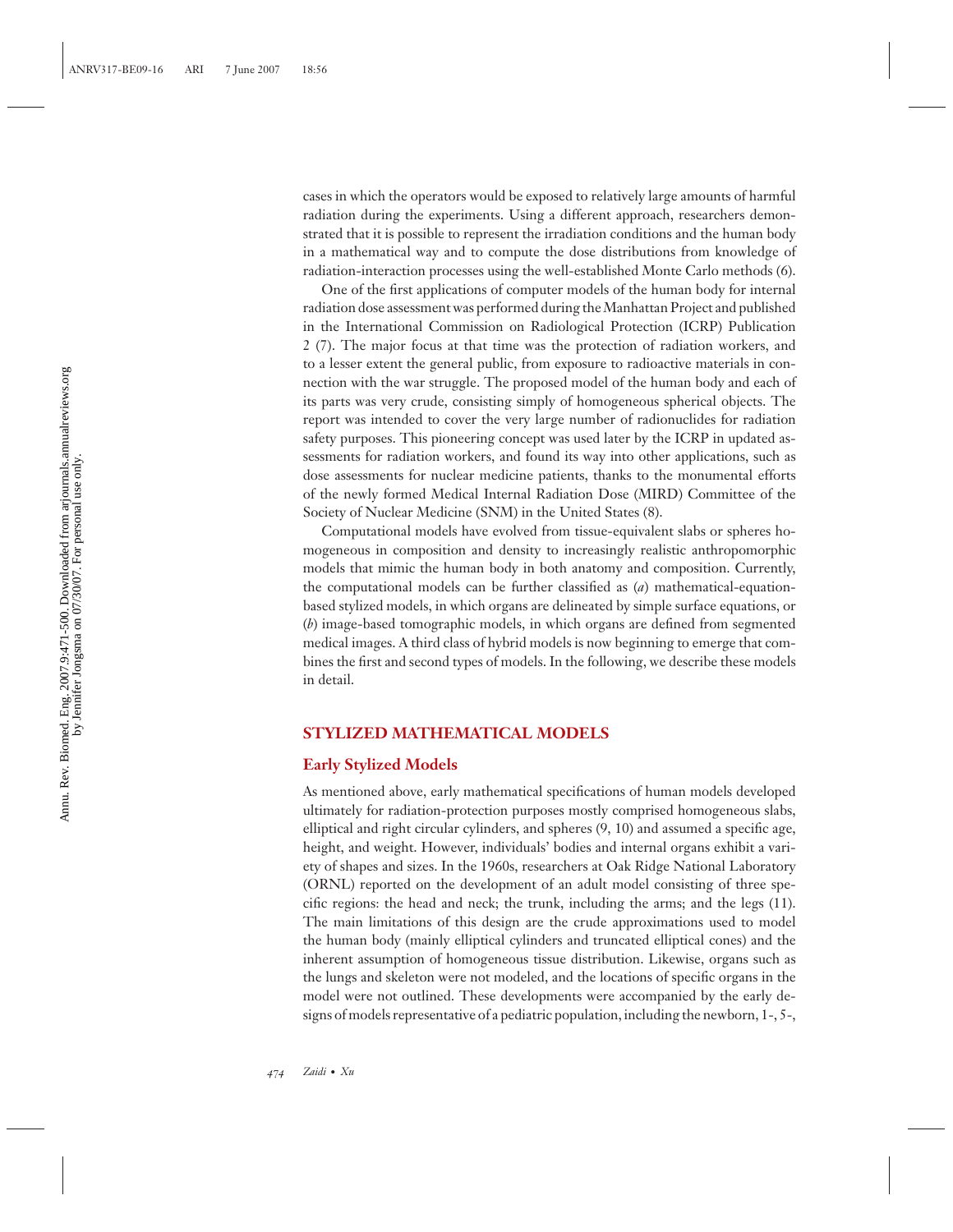cases in which the operators would be exposed to relatively large amounts of harmful radiation during the experiments. Using a different approach, researchers demonstrated that it is possible to represent the irradiation conditions and the human body in a mathematical way and to compute the dose distributions from knowledge of radiation-interaction processes using the well-established Monte Carlo methods (6).

One of the first applications of computer models of the human body for internal radiation dose assessment was performed during the Manhattan Project and published in the International Commission on Radiological Protection (ICRP) Publication 2 (7). The major focus at that time was the protection of radiation workers, and to a lesser extent the general public, from exposure to radioactive materials in connection with the war struggle. The proposed model of the human body and each of its parts was very crude, consisting simply of homogeneous spherical objects. The report was intended to cover the very large number of radionuclides for radiation safety purposes. This pioneering concept was used later by the ICRP in updated assessments for radiation workers, and found its way into other applications, such as dose assessments for nuclear medicine patients, thanks to the monumental efforts of the newly formed Medical Internal Radiation Dose (MIRD) Committee of the Society of Nuclear Medicine (SNM) in the United States (8).

Computational models have evolved from tissue-equivalent slabs or spheres homogeneous in composition and density to increasingly realistic anthropomorphic models that mimic the human body in both anatomy and composition. Currently, the computational models can be further classified as (*a*) mathematical-equation-based stylized models, in which organs are delineated by simple surface equations, or (*b*) image-based tomographic models, in which organs are defined from segmented medical images. A third class of hybrid models is now beginning to emerge that combines the first and second types of models. In the following, we describe these models in detail.

## STYLIZED MATHEMATICAL MODELS

### Early Stylized Models

As mentioned above, early mathematical specifications of human models developed ultimately for radiation-protection purposes mostly comprised homogeneous slabs, elliptical and right circular cylinders, and spheres (9, 10) and assumed a specific age, height, and weight. However, individuals' bodies and internal organs exhibit a variety of shapes and sizes. In the 1960s, researchers at Oak Ridge National Laboratory (ORNL) reported on the development of an adult model consisting of three specific regions: the head and neck; the trunk, including the arms; and the legs (11). The main limitations of this design are the crude approximations used to model the human body (mainly elliptical cylinders and truncated elliptical cones) and the inherent assumption of homogeneous tissue distribution. Likewise, organs such as the lungs and skeleton were not modeled, and the locations of specific organs in the model were not outlined. These developments were accompanied by the early designs of models representative of a pediatric population, including the newborn, 1-, 5-,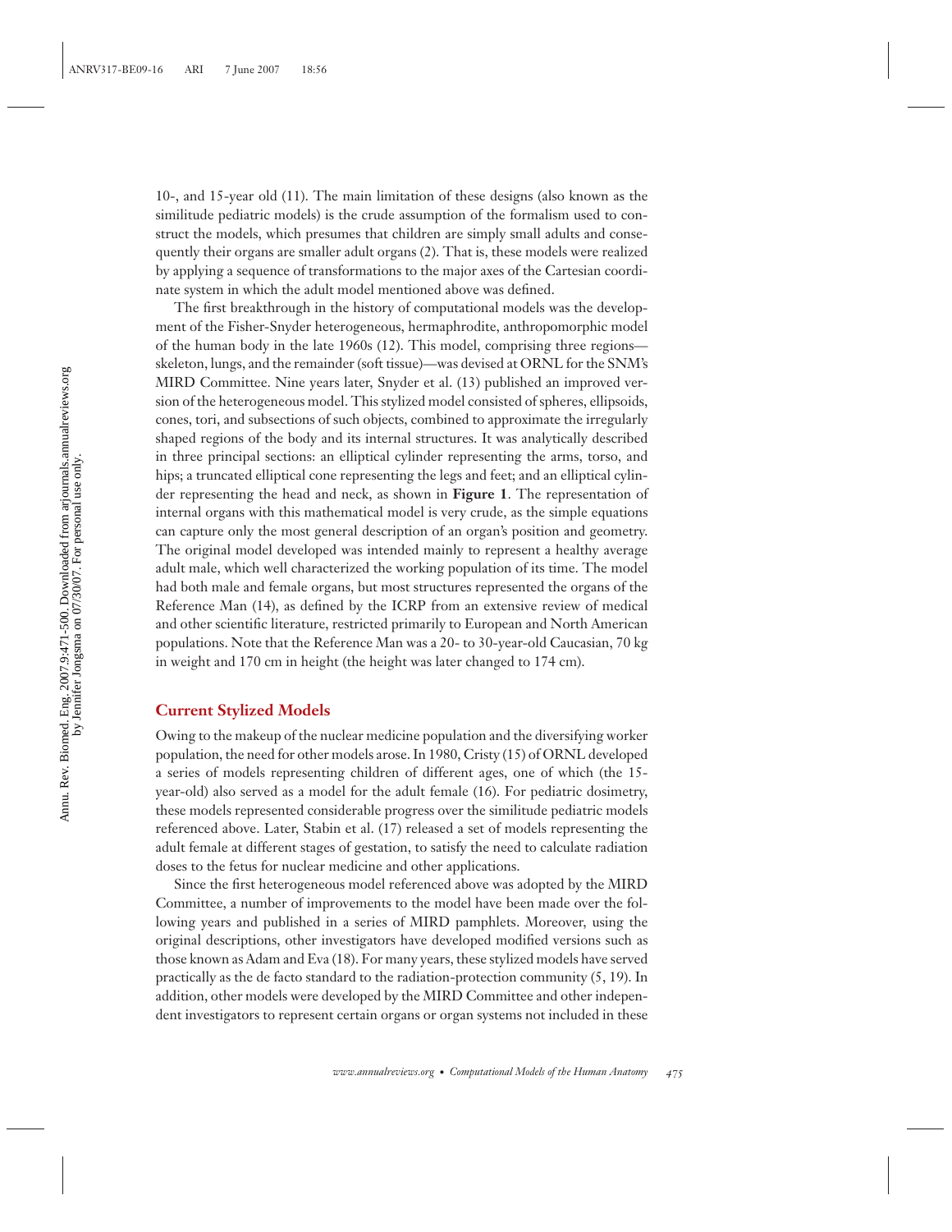10-, and 15-year old (11). The main limitation of these designs (also known as the similitude pediatric models) is the crude assumption of the formalism used to construct the models, which presumes that children are simply small adults and consequently their organs are smaller adult organs (2). That is, these models were realized by applying a sequence of transformations to the major axes of the Cartesian coordinate system in which the adult model mentioned above was defined.

The first breakthrough in the history of computational models was the development of the Fisher-Snyder heterogeneous, hermaphrodite, anthropomorphic model of the human body in the late 1960s (12). This model, comprising three regions—skeleton, lungs, and the remainder (soft tissue)—was devised at ORNL for the SNM's MIRD Committee. Nine years later, Snyder et al. (13) published an improved version of the heterogeneous model. This stylized model consisted of spheres, ellipsoids, cones, tori, and subsections of such objects, combined to approximate the irregularly shaped regions of the body and its internal structures. It was analytically described in three principal sections: an elliptical cylinder representing the arms, torso, and hips; a truncated elliptical cone representing the legs and feet; and an elliptical cylinder representing the head and neck, as shown in **Figure 1**. The representation of internal organs with this mathematical model is very crude, as the simple equations can capture only the most general description of an organ's position and geometry. The original model developed was intended mainly to represent a healthy average adult male, which well characterized the working population of its time. The model had both male and female organs, but most structures represented the organs of the Reference Man (14), as defined by the ICRP from an extensive review of medical and other scientific literature, restricted primarily to European and North American populations. Note that the Reference Man was a 20- to 30-year-old Caucasian, 70 kg in weight and 170 cm in height (the height was later changed to 174 cm).

## Current Stylized Models

Owing to the makeup of the nuclear medicine population and the diversifying worker population, the need for other models arose. In 1980, Cristy (15) of ORNL developed a series of models representing children of different ages, one of which (the 15-year-old) also served as a model for the adult female (16). For pediatric dosimetry, these models represented considerable progress over the similitude pediatric models referenced above. Later, Stabin et al. (17) released a set of models representing the adult female at different stages of gestation, to satisfy the need to calculate radiation doses to the fetus for nuclear medicine and other applications.

Since the first heterogeneous model referenced above was adopted by the MIRD Committee, a number of improvements to the model have been made over the following years and published in a series of MIRD pamphlets. Moreover, using the original descriptions, other investigators have developed modified versions such as those known as Adam and Eva (18). For many years, these stylized models have served practically as the de facto standard to the radiation-protection community (5, 19). In addition, other models were developed by the MIRD Committee and other independent investigators to represent certain organs or organ systems not included in these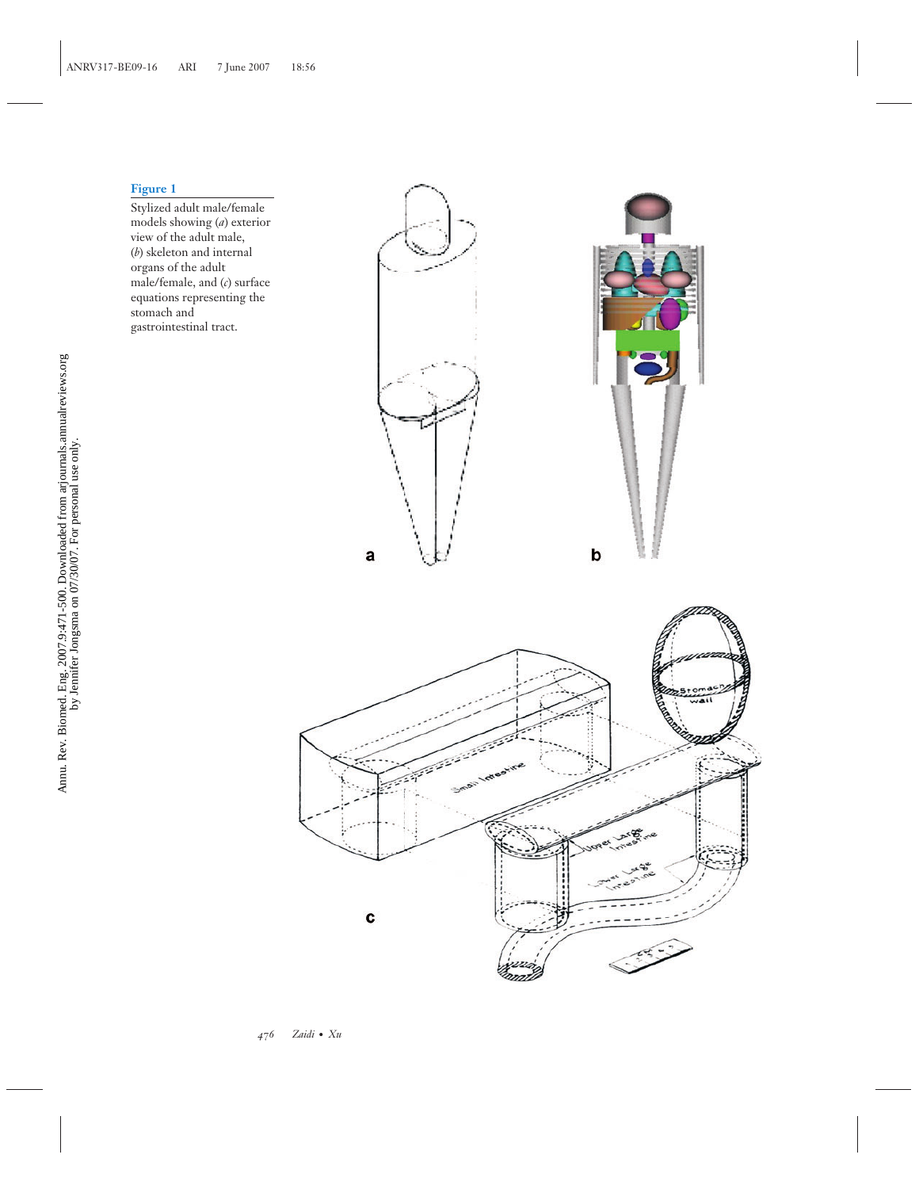**Figure 1**

Stylized adult male/female models showing (*a*) exterior view of the adult male, (*b*) skeleton and internal organs of the adult male/female, and (*c*) surface equations representing the stomach and gastrointestinal tract.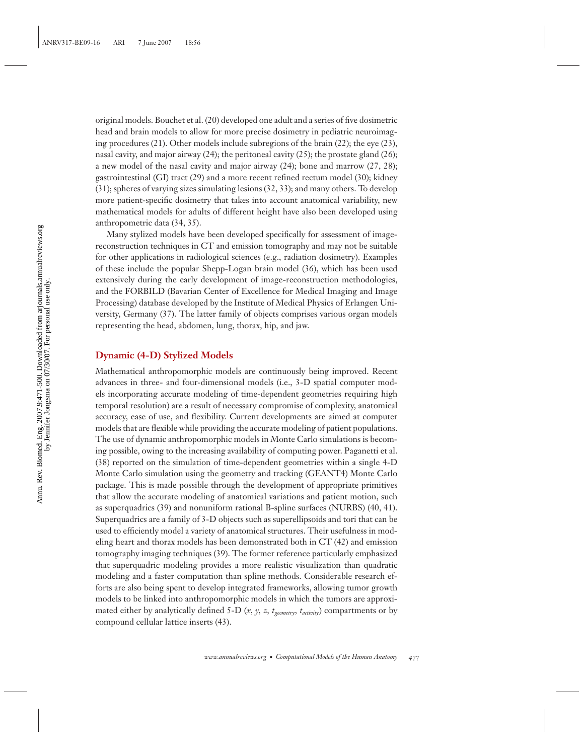original models. Bouchet et al. (20) developed one adult and a series of five dosimetric head and brain models to allow for more precise dosimetry in pediatric neuroimaging procedures (21). Other models include subregions of the brain (22); the eye (23), nasal cavity, and major airway (24); the peritoneal cavity (25); the prostate gland (26); a new model of the nasal cavity and major airway (24); bone and marrow (27, 28); gastrointestinal (GI) tract (29) and a more recent refined rectum model (30); kidney (31); spheres of varying sizes simulating lesions (32, 33); and many others. To develop more patient-specific dosimetry that takes into account anatomical variability, new mathematical models for adults of different height have also been developed using anthropometric data (34, 35).

Many stylized models have been developed specifically for assessment of image-reconstruction techniques in CT and emission tomography and may not be suitable for other applications in radiological sciences (e.g., radiation dosimetry). Examples of these include the popular Shepp-Logan brain model (36), which has been used extensively during the early development of image-reconstruction methodologies, and the FORBILD (Bavarian Center of Excellence for Medical Imaging and Image Processing) database developed by the Institute of Medical Physics of Erlangen University, Germany (37). The latter family of objects comprises various organ models representing the head, abdomen, lung, thorax, hip, and jaw.

### Dynamic (4-D) Stylized Models

Mathematical anthropomorphic models are continuously being improved. Recent advances in three- and four-dimensional models (i.e., 3-D spatial computer models incorporating accurate modeling of time-dependent geometries requiring high temporal resolution) are a result of necessary compromise of complexity, anatomical accuracy, ease of use, and flexibility. Current developments are aimed at computer models that are flexible while providing the accurate modeling of patient populations. The use of dynamic anthropomorphic models in Monte Carlo simulations is becoming possible, owing to the increasing availability of computing power. Paganetti et al. (38) reported on the simulation of time-dependent geometries within a single 4-D Monte Carlo simulation using the geometry and tracking (GEANT4) Monte Carlo package. This is made possible through the development of appropriate primitives that allow the accurate modeling of anatomical variations and patient motion, such as superquadrics (39) and nonuniform rational B-spline surfaces (NURBS) (40, 41). Superquadrics are a family of 3-D objects such as superellipsoids and tori that can be used to efficiently model a variety of anatomical structures. Their usefulness in modeling heart and thorax models has been demonstrated both in CT (42) and emission tomography imaging techniques (39). The former reference particularly emphasized that superquadric modeling provides a more realistic visualization than quadratic modeling and a faster computation than spline methods. Considerable research efforts are also being spent to develop integrated frameworks, allowing tumor growth models to be linked into anthropomorphic models in which the tumors are approximated either by analytically defined 5-D ($x$, $y$, $z$, $t_{geometry}$, $t_{activity}$) compartments or by compound cellular lattice inserts (43).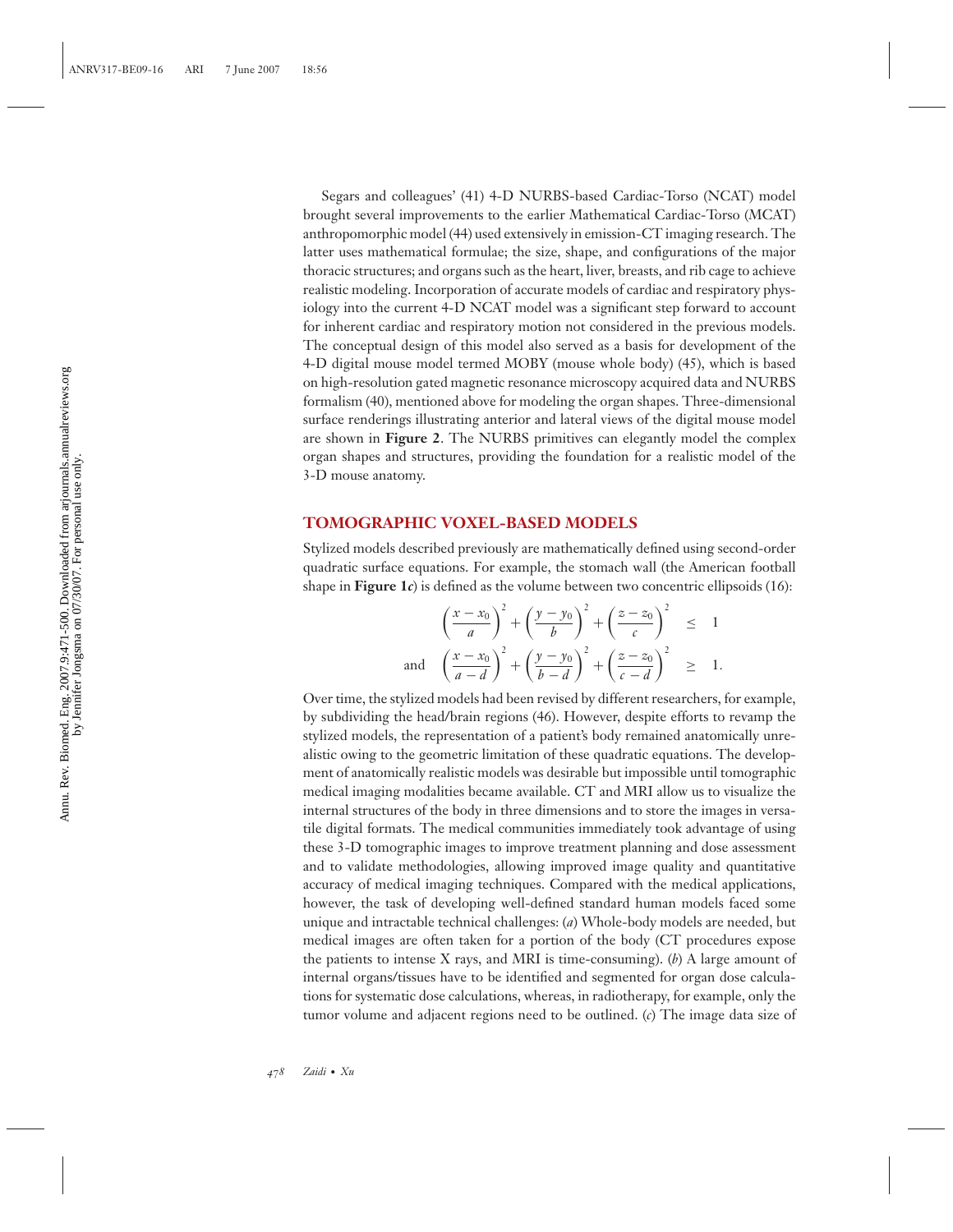Segars and colleagues' (41) 4-D NURBS-based Cardiac-Torso (NCAT) model brought several improvements to the earlier Mathematical Cardiac-Torso (MCAT) anthropomorphic model (44) used extensively in emission-CT imaging research. The latter uses mathematical formulae; the size, shape, and configurations of the major thoracic structures; and organs such as the heart, liver, breasts, and rib cage to achieve realistic modeling. Incorporation of accurate models of cardiac and respiratory physiology into the current 4-D NCAT model was a significant step forward to account for inherent cardiac and respiratory motion not considered in the previous models. The conceptual design of this model also served as a basis for development of the 4-D digital mouse model termed MOBY (mouse whole body) (45), which is based on high-resolution gated magnetic resonance microscopy acquired data and NURBS formalism (40), mentioned above for modeling the organ shapes. Three-dimensional surface renderings illustrating anterior and lateral views of the digital mouse model are shown in **Figure 2**. The NURBS primitives can elegantly model the complex organ shapes and structures, providing the foundation for a realistic model of the 3-D mouse anatomy.

## TOMOGRAPHIC VOXEL-BASED MODELS

Stylized models described previously are mathematically defined using second-order quadratic surface equations. For example, the stomach wall (the American football shape in **Figure 1*c***) is defined as the volume between two concentric ellipsoids (16):

$$\left(\frac{x-x_0}{a}\right)^2+\left(\frac{y-y_0}{b}\right)^2+\left(\frac{z-z_0}{c}\right)^2 \leq 1$$

$$\text{and}\quad \left(\frac{x-x_0}{a-d}\right)^2+\left(\frac{y-y_0}{b-d}\right)^2+\left(\frac{z-z_0}{c-d}\right)^2 \geq 1.$$

Over time, the stylized models had been revised by different researchers, for example, by subdividing the head/brain regions (46). However, despite efforts to revamp the stylized models, the representation of a patient's body remained anatomically unrealistic owing to the geometric limitation of these quadratic equations. The development of anatomically realistic models was desirable but impossible until tomographic medical imaging modalities became available. CT and MRI allow us to visualize the internal structures of the body in three dimensions and to store the images in versatile digital formats. The medical communities immediately took advantage of using these 3-D tomographic images to improve treatment planning and dose assessment and to validate methodologies, allowing improved image quality and quantitative accuracy of medical imaging techniques. Compared with the medical applications, however, the task of developing well-defined standard human models faced some unique and intractable technical challenges: (*a*) Whole-body models are needed, but medical images are often taken for a portion of the body (CT procedures expose the patients to intense X rays, and MRI is time-consuming). (*b*) A large amount of internal organs/tissues have to be identified and segmented for organ dose calculations for systematic dose calculations, whereas, in radiotherapy, for example, only the tumor volume and adjacent regions need to be outlined. (*c*) The image data size of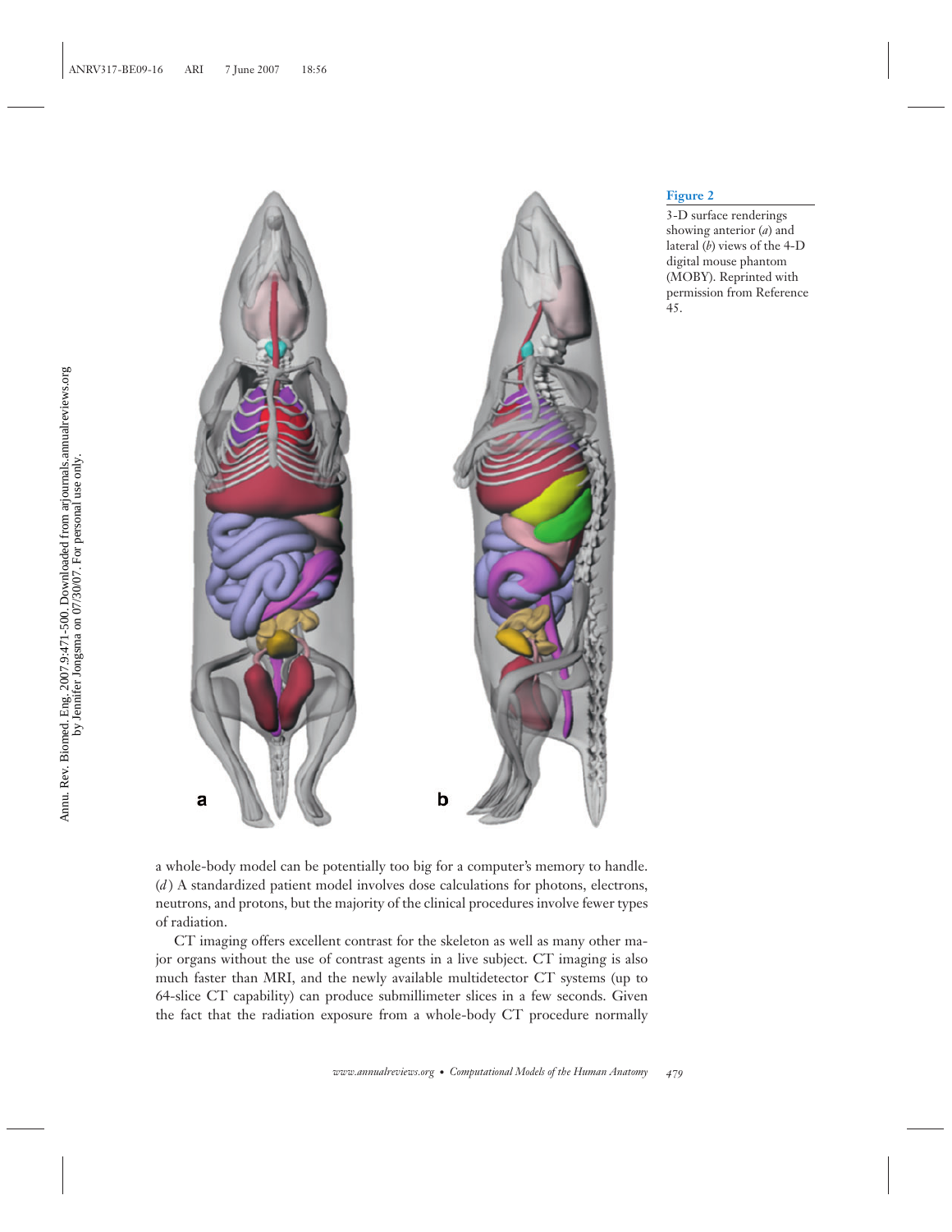**Figure 2**

3-D surface renderings showing anterior (*a*) and lateral (*b*) views of the 4-D digital mouse phantom (MOBY). Reprinted with permission from Reference 45.

a whole-body model can be potentially too big for a computer's memory to handle. (*d*) A standardized patient model involves dose calculations for photons, electrons, neutrons, and protons, but the majority of the clinical procedures involve fewer types of radiation.

CT imaging offers excellent contrast for the skeleton as well as many other major organs without the use of contrast agents in a live subject. CT imaging is also much faster than MRI, and the newly available multidetector CT systems (up to 64-slice CT capability) can produce submillimeter slices in a few seconds. Given the fact that the radiation exposure from a whole-body CT procedure normally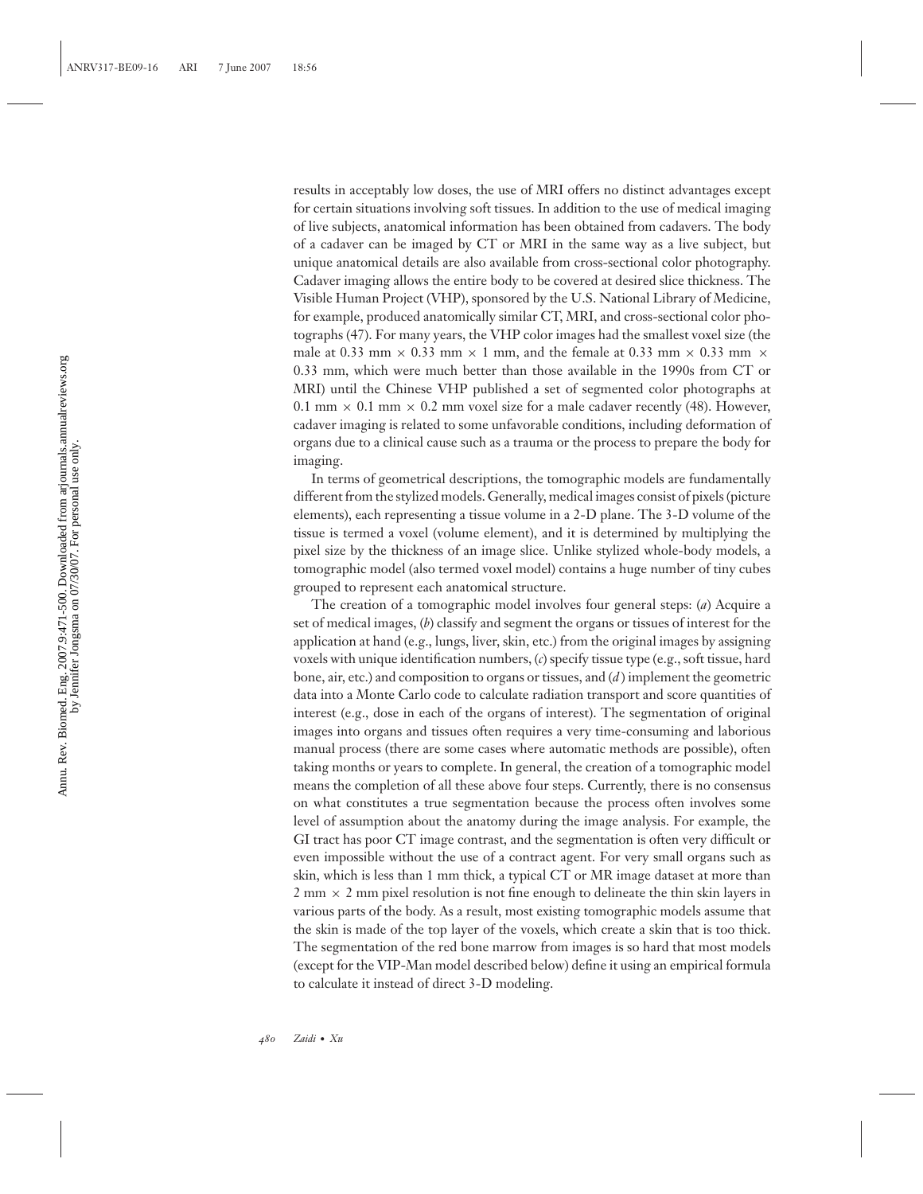results in acceptably low doses, the use of MRI offers no distinct advantages except for certain situations involving soft tissues. In addition to the use of medical imaging of live subjects, anatomical information has been obtained from cadavers. The body of a cadaver can be imaged by CT or MRI in the same way as a live subject, but unique anatomical details are also available from cross-sectional color photography. Cadaver imaging allows the entire body to be covered at desired slice thickness. The Visible Human Project (VHP), sponsored by the U.S. National Library of Medicine, for example, produced anatomically similar CT, MRI, and cross-sectional color photographs (47). For many years, the VHP color images had the smallest voxel size (the male at 0.33 mm × 0.33 mm × 1 mm, and the female at 0.33 mm × 0.33 mm × 0.33 mm, which were much better than those available in the 1990s from CT or MRI) until the Chinese VHP published a set of segmented color photographs at 0.1 mm × 0.1 mm × 0.2 mm voxel size for a male cadaver recently (48). However, cadaver imaging is related to some unfavorable conditions, including deformation of organs due to a clinical cause such as a trauma or the process to prepare the body for imaging.

In terms of geometrical descriptions, the tomographic models are fundamentally different from the stylized models. Generally, medical images consist of pixels (picture elements), each representing a tissue volume in a 2-D plane. The 3-D volume of the tissue is termed a voxel (volume element), and it is determined by multiplying the pixel size by the thickness of an image slice. Unlike stylized whole-body models, a tomographic model (also termed voxel model) contains a huge number of tiny cubes grouped to represent each anatomical structure.

The creation of a tomographic model involves four general steps: (*a*) Acquire a set of medical images, (*b*) classify and segment the organs or tissues of interest for the application at hand (e.g., lungs, liver, skin, etc.) from the original images by assigning voxels with unique identification numbers, (*c*) specify tissue type (e.g., soft tissue, hard bone, air, etc.) and composition to organs or tissues, and (*d*) implement the geometric data into a Monte Carlo code to calculate radiation transport and score quantities of interest (e.g., dose in each of the organs of interest). The segmentation of original images into organs and tissues often requires a very time-consuming and laborious manual process (there are some cases where automatic methods are possible), often taking months or years to complete. In general, the creation of a tomographic model means the completion of all these above four steps. Currently, there is no consensus on what constitutes a true segmentation because the process often involves some level of assumption about the anatomy during the image analysis. For example, the GI tract has poor CT image contrast, and the segmentation is often very difficult or even impossible without the use of a contract agent. For very small organs such as skin, which is less than 1 mm thick, a typical CT or MR image dataset at more than 2 mm × 2 mm pixel resolution is not fine enough to delineate the thin skin layers in various parts of the body. As a result, most existing tomographic models assume that the skin is made of the top layer of the voxels, which create a skin that is too thick. The segmentation of the red bone marrow from images is so hard that most models (except for the VIP-Man model described below) define it using an empirical formula to calculate it instead of direct 3-D modeling.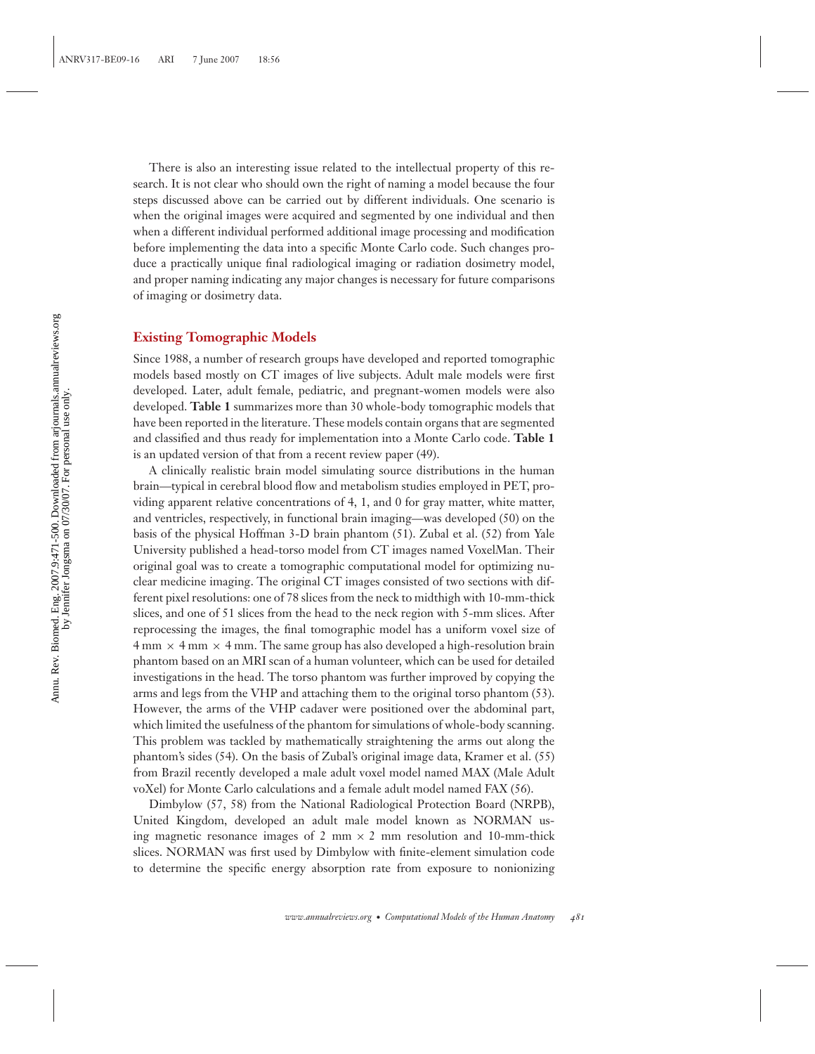There is also an interesting issue related to the intellectual property of this research. It is not clear who should own the right of naming a model because the four steps discussed above can be carried out by different individuals. One scenario is when the original images were acquired and segmented by one individual and then when a different individual performed additional image processing and modification before implementing the data into a specific Monte Carlo code. Such changes produce a practically unique final radiological imaging or radiation dosimetry model, and proper naming indicating any major changes is necessary for future comparisons of imaging or dosimetry data.

## Existing Tomographic Models

Since 1988, a number of research groups have developed and reported tomographic models based mostly on CT images of live subjects. Adult male models were first developed. Later, adult female, pediatric, and pregnant-women models were also developed. **Table 1** summarizes more than 30 whole-body tomographic models that have been reported in the literature. These models contain organs that are segmented and classified and thus ready for implementation into a Monte Carlo code. **Table 1** is an updated version of that from a recent review paper (49).

A clinically realistic brain model simulating source distributions in the human brain—typical in cerebral blood flow and metabolism studies employed in PET, providing apparent relative concentrations of 4, 1, and 0 for gray matter, white matter, and ventricles, respectively, in functional brain imaging—was developed (50) on the basis of the physical Hoffman 3-D brain phantom (51). Zubal et al. (52) from Yale University published a head-torso model from CT images named VoxelMan. Their original goal was to create a tomographic computational model for optimizing nuclear medicine imaging. The original CT images consisted of two sections with different pixel resolutions: one of 78 slices from the neck to midthigh with 10-mm-thick slices, and one of 51 slices from the head to the neck region with 5-mm slices. After reprocessing the images, the final tomographic model has a uniform voxel size of $4\ \text{mm} \times 4\ \text{mm} \times 4\ \text{mm}$. The same group has also developed a high-resolution brain phantom based on an MRI scan of a human volunteer, which can be used for detailed investigations in the head. The torso phantom was further improved by copying the arms and legs from the VHP and attaching them to the original torso phantom (53). However, the arms of the VHP cadaver were positioned over the abdominal part, which limited the usefulness of the phantom for simulations of whole-body scanning. This problem was tackled by mathematically straightening the arms out along the phantom's sides (54). On the basis of Zubal's original image data, Kramer et al. (55) from Brazil recently developed a male adult voxel model named MAX (Male Adult voXel) for Monte Carlo calculations and a female adult model named FAX (56).

Dimbylow (57, 58) from the National Radiological Protection Board (NRPB), United Kingdom, developed an adult male model known as NORMAN using magnetic resonance images of $2\ \text{mm} \times 2\ \text{mm}$ resolution and 10-mm-thick slices. NORMAN was first used by Dimbylow with finite-element simulation code to determine the specific energy absorption rate from exposure to nonionizing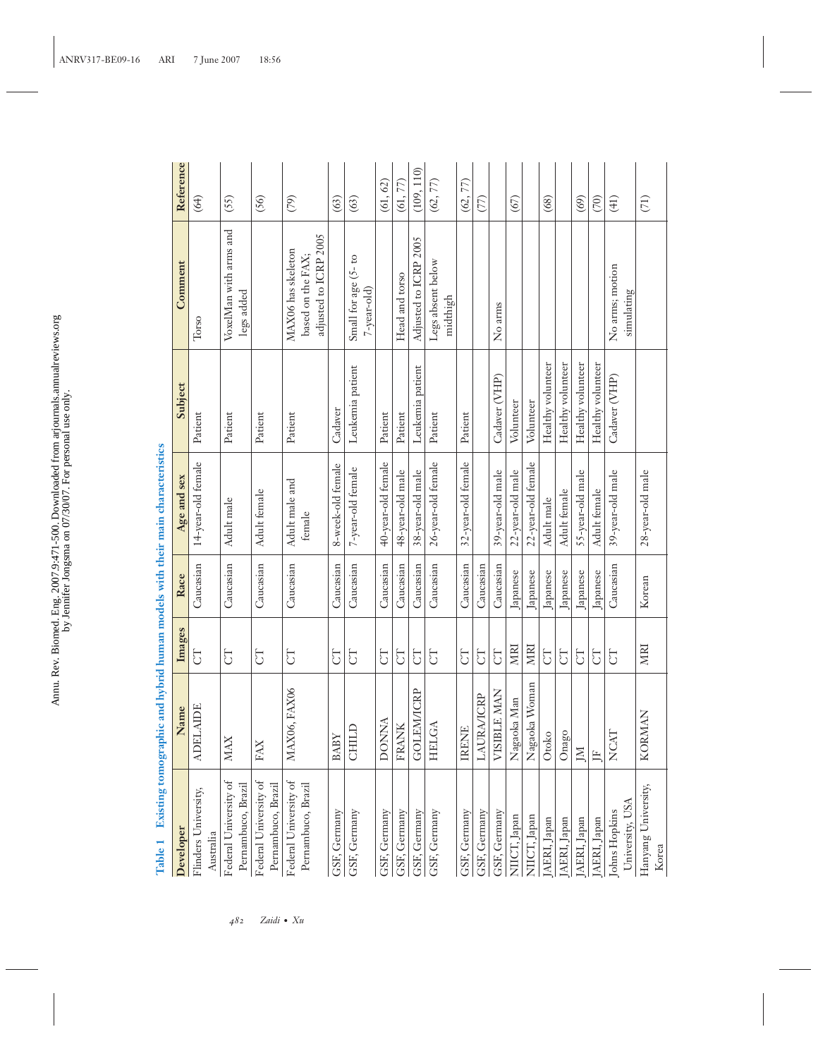**Table 1 Existing tomographic and hybrid human models with their main characteristics**

| Developer | Name | Images | Race | Age and sex | Subject | Comment | Reference |
|---|---|---|---|---|---|---|---|
| Flinders University, Australia | ADELAIDE | CT | Caucasian | 14-year-old female | Patient | Torso | (64) |
| Federal University of Pernambuco, Brazil | MAX | CT | Caucasian | Adult male | Patient | VoxelMan with arms and legs added | (55) |
| Federal University of Pernambuco, Brazil | FAX | CT | Caucasian | Adult female | Patient | | (56) |
| Federal University of Pernambuco, Brazil | MAX06, FAX06 | CT | Caucasian | Adult male and female | Patient | MAX06 has skeleton based on the FAX; adjusted to ICRP 2005 | (79) |
| GSF, Germany | BABY | CT | Caucasian | 8-week-old female | Cadaver | | (63) |
| GSF, Germany | CHILD | CT | Caucasian | 7-year-old female | Leukemia patient | Small for age (5- to 7-year-old) | (63) |
| GSF, Germany | DONNA | CT | Caucasian | 40-year-old female | Patient | | (61, 62) |
| GSF, Germany | FRANK | CT | Caucasian | 48-year-old male | Patient | Head and torso | (61, 77) |
| GSF, Germany | GOLEM/ICRP | CT | Caucasian | 38-year-old male | Leukemia patient | Adjusted to ICRP 2005 | (109, 110) |
| GSF, Germany | HELGA | CT | Caucasian | 26-year-old female | Patient | Legs absent below midthigh | (62, 77) |
| GSF, Germany | IRENE | CT | Caucasian | 32-year-old female | Patient | | (62, 77) |
| GSF, Germany | LAURA/ICRP | CT | Caucasian | | | | (77) |
| GSF, Germany | VISIBLE MAN | CT | Caucasian | 39-year-old male | Cadaver (VHP) | No arms | |
| NIICT, Japan | Nagaoka Man | MRI | Japanese | 22-year-old male | Volunteer | | (67) |
| NIICT, Japan | Nagaoka Woman | MRI | Japanese | 22-year-old female | Volunteer | | |
| JAERI, Japan | Otoko | CT | Japanese | Adult male | Healthy volunteer | | (68) |
| JAERI, Japan | Onago | CT | Japanese | Adult female | Healthy volunteer | | |
| JAERI, Japan | JM | CT | Japanese | 55-year-old male | Healthy volunteer | | (69) |
| JAERI, Japan | JF | CT | Japanese | Adult female | Healthy volunteer | | (70) |
| Johns Hopkins University, USA | NCAT | CT | Caucasian | 39-year-old male | Cadaver (VHP) | No arms; motion simulating | (41) |
| Hanyang University, Korea | KORMAN | MRI | Korean | 28-year-old male | | | (71) |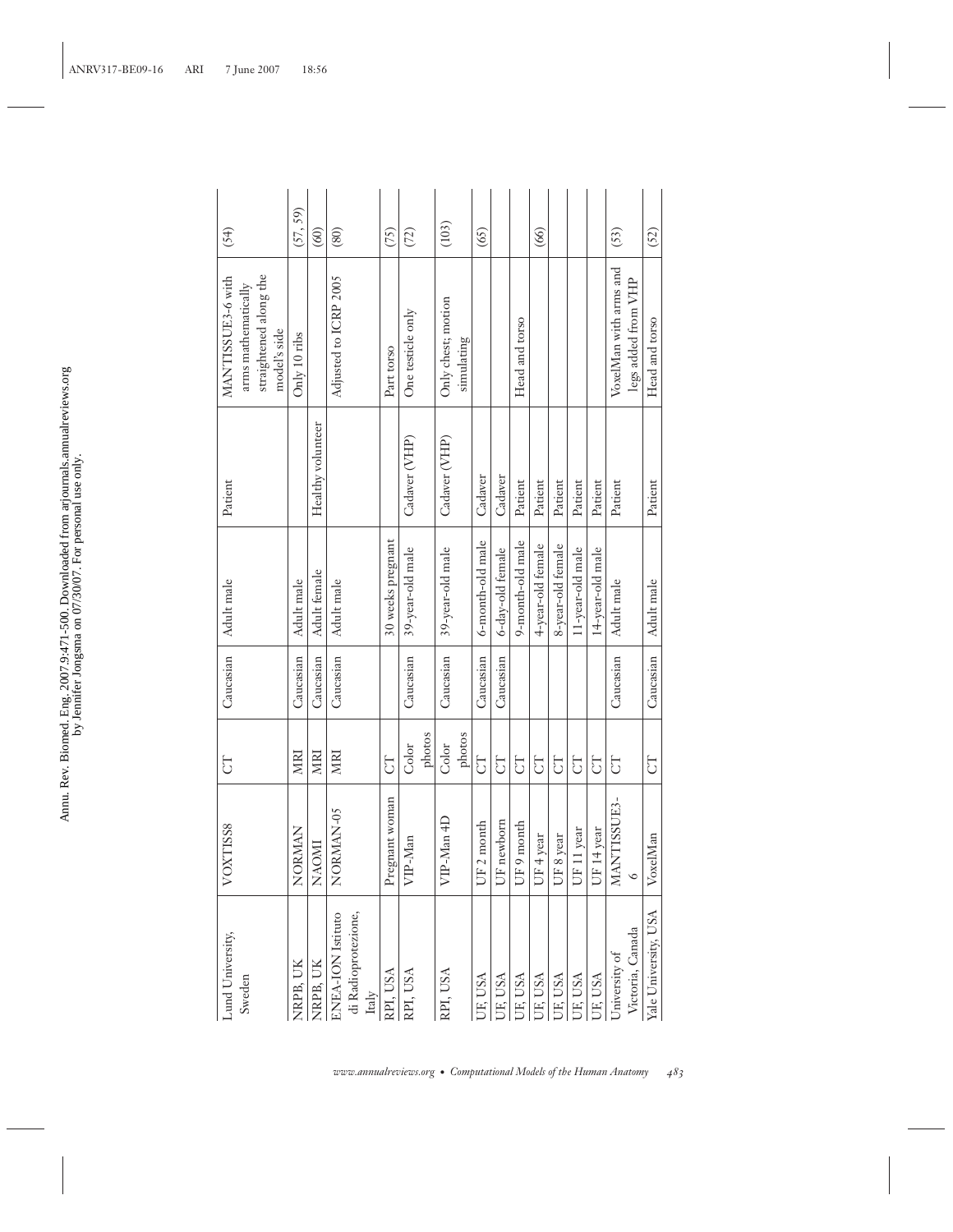| Lund University, Sweden | VOXTISS8 | CT | Caucasian | Adult male | Patient | MANTISSUE3-6 with arms mathematically straightened along the model's side | (54) |
|---|---|---|---|---|---|---|---|
| NRPB, UK | NORMAN | MRI | Caucasian | Adult male | | Only 10 ribs | (57, 59) |
| NRPB, UK | NAOMI | MRI | Caucasian | Adult female | Healthy volunteer | | (60) |
| ENEA-ION Istituto di Radioprotezione, Italy | NORMAN-05 | MRI | Caucasian | Adult male | | Adjusted to ICRP 2005 | (80) |
| RPI, USA | Pregnant woman | CT | | 30 weeks pregnant | | Part torso | (75) |
| RPI, USA | VIP-Man | Color photos | Caucasian | 39-year-old male | Cadaver (VHP) | One testicle only | (72) |
| RPI, USA | VIP-Man 4D | Color photos | Caucasian | 39-year-old male | Cadaver (VHP) | Only chest; motion simulating | (103) |
| UF, USA | UF 2 month | CT | Caucasian | 6-month-old male | Cadaver | | (65) |
| UF, USA | UF newborn | CT | Caucasian | 6-day-old female | Cadaver | | |
| UF, USA | UF 9 month | CT | | 9-month-old male | Patient | Head and torso | |
| UF, USA | UF 4 year | CT | | 4-year-old female | Patient | | (66) |
| UF, USA | UF 8 year | CT | | 8-year-old female | Patient | | |
| UF, USA | UF 11 year | CT | | 11-year-old male | Patient | | |
| UF, USA | UF 14 year | CT | | 14-year-old male | Patient | | |
| University of Victoria, Canada | MANTISSUE3-6 | CT | Caucasian | Adult male | Patient | VoxelMan with arms and legs added from VHP | (53) |
| Yale University, USA | VoxelMan | CT | Caucasian | Adult male | Patient | Head and torso | (52) |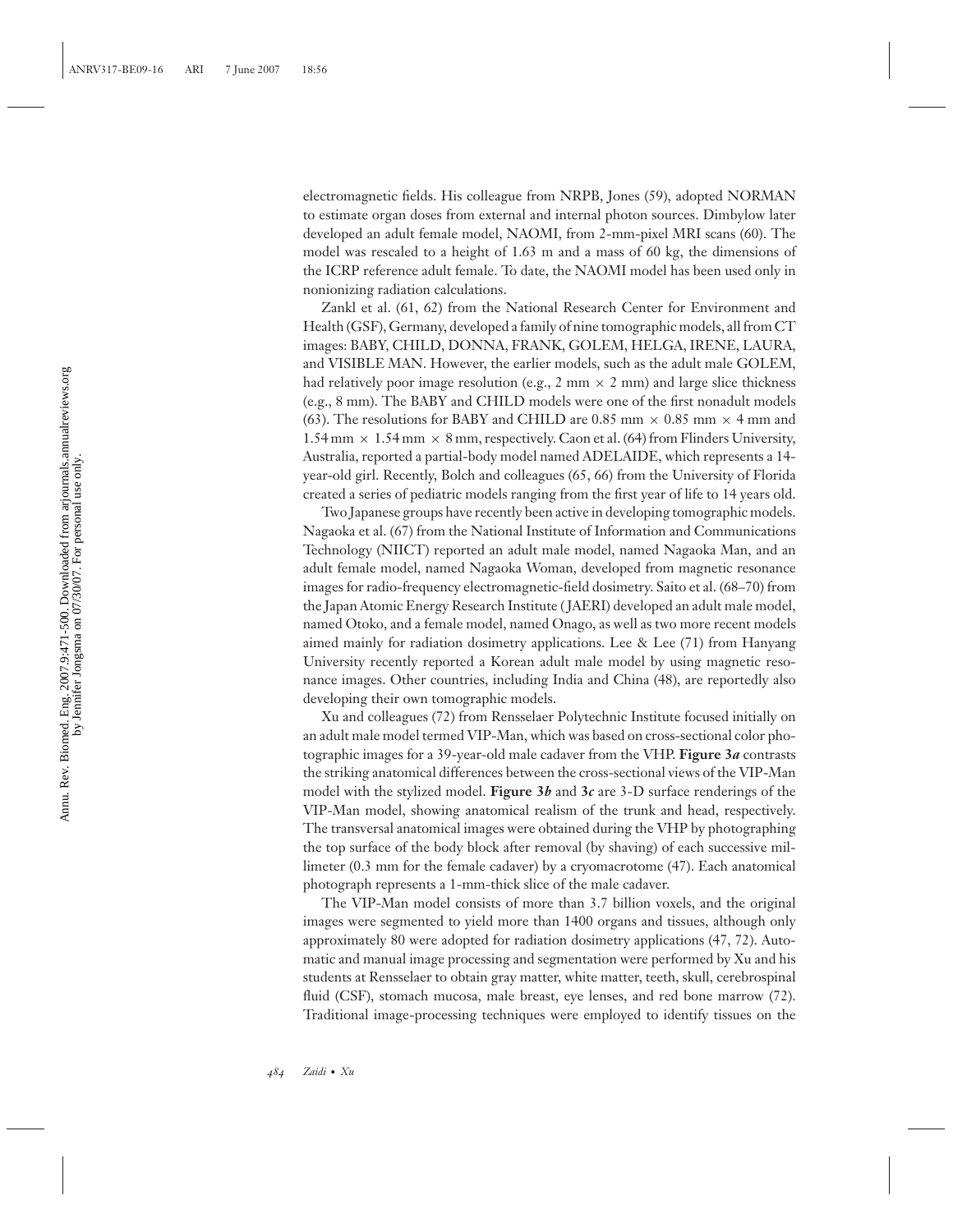electromagnetic fields. His colleague from NRPB, Jones (59), adopted NORMAN to estimate organ doses from external and internal photon sources. Dimbylow later developed an adult female model, NAOMI, from 2-mm-pixel MRI scans (60). The model was rescaled to a height of 1.63 m and a mass of 60 kg, the dimensions of the ICRP reference adult female. To date, the NAOMI model has been used only in nonionizing radiation calculations.

Zankl et al. (61, 62) from the National Research Center for Environment and Health (GSF), Germany, developed a family of nine tomographic models, all from CT images: BABY, CHILD, DONNA, FRANK, GOLEM, HELGA, IRENE, LAURA, and VISIBLE MAN. However, the earlier models, such as the adult male GOLEM, had relatively poor image resolution (e.g., 2 mm × 2 mm) and large slice thickness (e.g., 8 mm). The BABY and CHILD models were one of the first nonadult models (63). The resolutions for BABY and CHILD are 0.85 mm × 0.85 mm × 4 mm and 1.54 mm × 1.54 mm × 8 mm, respectively. Caon et al. (64) from Flinders University, Australia, reported a partial-body model named ADELAIDE, which represents a 14-year-old girl. Recently, Bolch and colleagues (65, 66) from the University of Florida created a series of pediatric models ranging from the first year of life to 14 years old.

Two Japanese groups have recently been active in developing tomographic models. Nagaoka et al. (67) from the National Institute of Information and Communications Technology (NIICT) reported an adult male model, named Nagaoka Man, and an adult female model, named Nagaoka Woman, developed from magnetic resonance images for radio-frequency electromagnetic-field dosimetry. Saito et al. (68–70) from the Japan Atomic Energy Research Institute (JAERI) developed an adult male model, named Otoko, and a female model, named Onago, as well as two more recent models aimed mainly for radiation dosimetry applications. Lee & Lee (71) from Hanyang University recently reported a Korean adult male model by using magnetic resonance images. Other countries, including India and China (48), are reportedly also developing their own tomographic models.

Xu and colleagues (72) from Rensselaer Polytechnic Institute focused initially on an adult male model termed VIP-Man, which was based on cross-sectional color photographic images for a 39-year-old male cadaver from the VHP. **Figure 3*a*** contrasts the striking anatomical differences between the cross-sectional views of the VIP-Man model with the stylized model. **Figure 3*b*** and **3*c*** are 3-D surface renderings of the VIP-Man model, showing anatomical realism of the trunk and head, respectively. The transversal anatomical images were obtained during the VHP by photographing the top surface of the body block after removal (by shaving) of each successive millimeter (0.3 mm for the female cadaver) by a cryomacrotome (47). Each anatomical photograph represents a 1-mm-thick slice of the male cadaver.

The VIP-Man model consists of more than 3.7 billion voxels, and the original images were segmented to yield more than 1400 organs and tissues, although only approximately 80 were adopted for radiation dosimetry applications (47, 72). Automatic and manual image processing and segmentation were performed by Xu and his students at Rensselaer to obtain gray matter, white matter, teeth, skull, cerebrospinal fluid (CSF), stomach mucosa, male breast, eye lenses, and red bone marrow (72). Traditional image-processing techniques were employed to identify tissues on the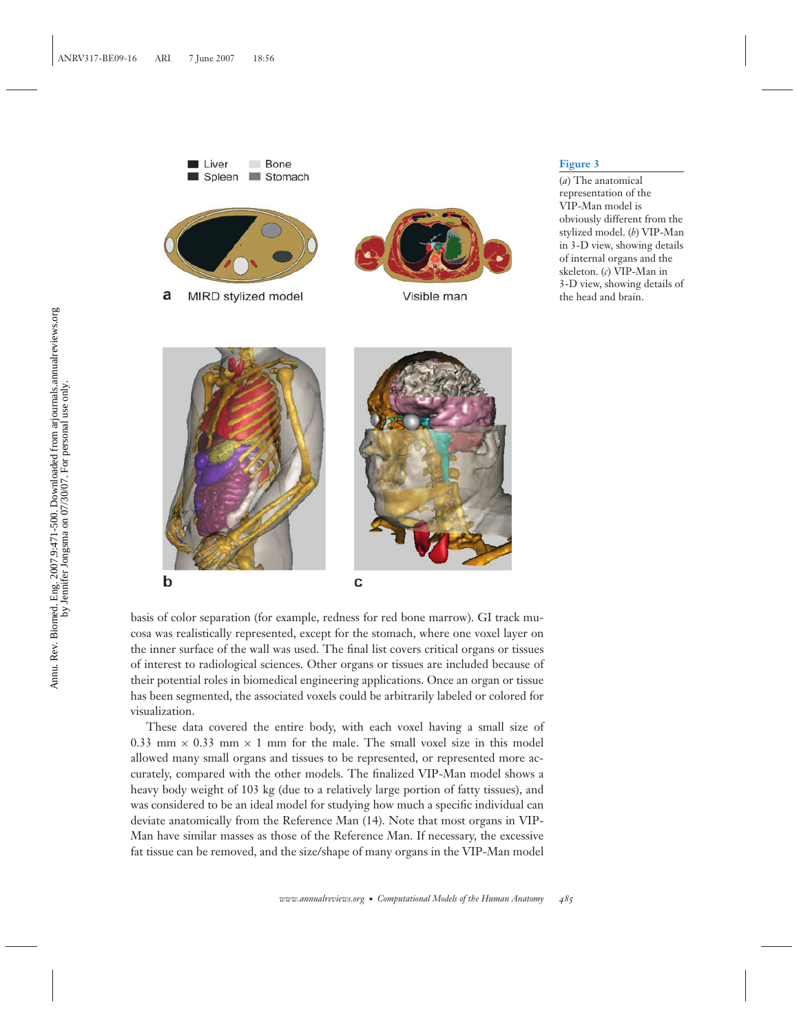**Figure 3**

(*a*) The anatomical representation of the VIP-Man model is obviously different from the stylized model. (*b*) VIP-Man in 3-D view, showing details of internal organs and the skeleton. (*c*) VIP-Man in 3-D view, showing details of the head and brain.

basis of color separation (for example, redness for red bone marrow). GI track mucosa was realistically represented, except for the stomach, where one voxel layer on the inner surface of the wall was used. The final list covers critical organs or tissues of interest to radiological sciences. Other organs or tissues are included because of their potential roles in biomedical engineering applications. Once an organ or tissue has been segmented, the associated voxels could be arbitrarily labeled or colored for visualization.

These data covered the entire body, with each voxel having a small size of 0.33 mm × 0.33 mm × 1 mm for the male. The small voxel size in this model allowed many small organs and tissues to be represented, or represented more accurately, compared with the other models. The finalized VIP-Man model shows a heavy body weight of 103 kg (due to a relatively large portion of fatty tissues), and was considered to be an ideal model for studying how much a specific individual can deviate anatomically from the Reference Man (14). Note that most organs in VIP-Man have similar masses as those of the Reference Man. If necessary, the excessive fat tissue can be removed, and the size/shape of many organs in the VIP-Man model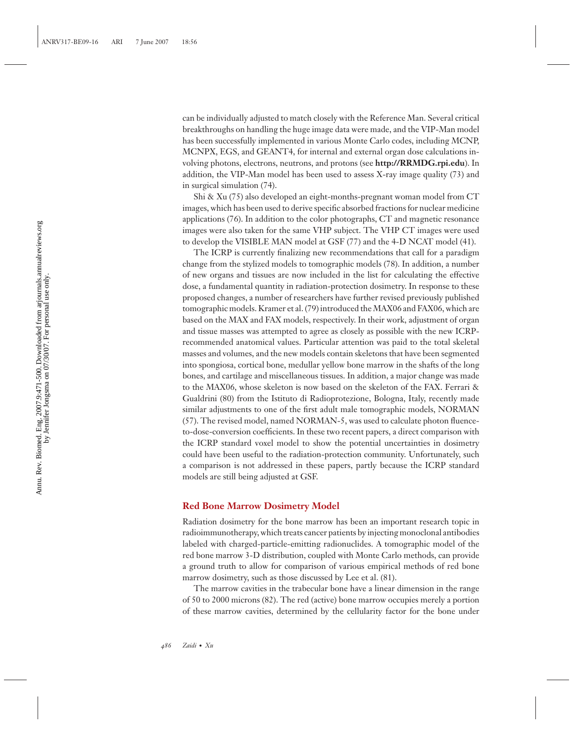can be individually adjusted to match closely with the Reference Man. Several critical breakthroughs on handling the huge image data were made, and the VIP-Man model has been successfully implemented in various Monte Carlo codes, including MCNP, MCNPX, EGS, and GEANT4, for internal and external organ dose calculations involving photons, electrons, neutrons, and protons (see **http://RRMDG.rpi.edu**). In addition, the VIP-Man model has been used to assess X-ray image quality (73) and in surgical simulation (74).

Shi & Xu (75) also developed an eight-months-pregnant woman model from CT images, which has been used to derive specific absorbed fractions for nuclear medicine applications (76). In addition to the color photographs, CT and magnetic resonance images were also taken for the same VHP subject. The VHP CT images were used to develop the VISIBLE MAN model at GSF (77) and the 4-D NCAT model (41).

The ICRP is currently finalizing new recommendations that call for a paradigm change from the stylized models to tomographic models (78). In addition, a number of new organs and tissues are now included in the list for calculating the effective dose, a fundamental quantity in radiation-protection dosimetry. In response to these proposed changes, a number of researchers have further revised previously published tomographic models. Kramer et al. (79) introduced the MAX06 and FAX06, which are based on the MAX and FAX models, respectively. In their work, adjustment of organ and tissue masses was attempted to agree as closely as possible with the new ICRP-recommended anatomical values. Particular attention was paid to the total skeletal masses and volumes, and the new models contain skeletons that have been segmented into spongiosa, cortical bone, medullar yellow bone marrow in the shafts of the long bones, and cartilage and miscellaneous tissues. In addition, a major change was made to the MAX06, whose skeleton is now based on the skeleton of the FAX. Ferrari & Gualdrini (80) from the Istituto di Radioprotezione, Bologna, Italy, recently made similar adjustments to one of the first adult male tomographic models, NORMAN (57). The revised model, named NORMAN-5, was used to calculate photon fluence-to-dose-conversion coefficients. In these two recent papers, a direct comparison with the ICRP standard voxel model to show the potential uncertainties in dosimetry could have been useful to the radiation-protection community. Unfortunately, such a comparison is not addressed in these papers, partly because the ICRP standard models are still being adjusted at GSF.

## Red Bone Marrow Dosimetry Model

Radiation dosimetry for the bone marrow has been an important research topic in radioimmunotherapy, which treats cancer patients by injecting monoclonal antibodies labeled with charged-particle-emitting radionuclides. A tomographic model of the red bone marrow 3-D distribution, coupled with Monte Carlo methods, can provide a ground truth to allow for comparison of various empirical methods of red bone marrow dosimetry, such as those discussed by Lee et al. (81).

The marrow cavities in the trabecular bone have a linear dimension in the range of 50 to 2000 microns (82). The red (active) bone marrow occupies merely a portion of these marrow cavities, determined by the cellularity factor for the bone under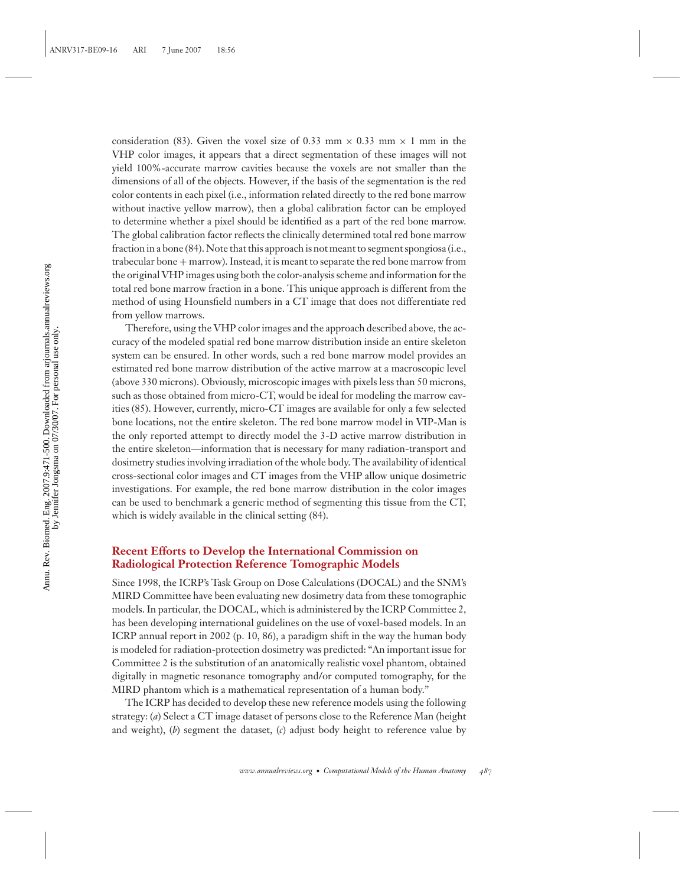consideration (83). Given the voxel size of 0.33 mm × 0.33 mm × 1 mm in the VHP color images, it appears that a direct segmentation of these images will not yield 100%-accurate marrow cavities because the voxels are not smaller than the dimensions of all of the objects. However, if the basis of the segmentation is the red color contents in each pixel (i.e., information related directly to the red bone marrow without inactive yellow marrow), then a global calibration factor can be employed to determine whether a pixel should be identified as a part of the red bone marrow. The global calibration factor reflects the clinically determined total red bone marrow fraction in a bone (84). Note that this approach is not meant to segment spongiosa (i.e., trabecular bone + marrow). Instead, it is meant to separate the red bone marrow from the original VHP images using both the color-analysis scheme and information for the total red bone marrow fraction in a bone. This unique approach is different from the method of using Hounsfield numbers in a CT image that does not differentiate red from yellow marrows.

Therefore, using the VHP color images and the approach described above, the accuracy of the modeled spatial red bone marrow distribution inside an entire skeleton system can be ensured. In other words, such a red bone marrow model provides an estimated red bone marrow distribution of the active marrow at a macroscopic level (above 330 microns). Obviously, microscopic images with pixels less than 50 microns, such as those obtained from micro-CT, would be ideal for modeling the marrow cavities (85). However, currently, micro-CT images are available for only a few selected bone locations, not the entire skeleton. The red bone marrow model in VIP-Man is the only reported attempt to directly model the 3-D active marrow distribution in the entire skeleton—information that is necessary for many radiation-transport and dosimetry studies involving irradiation of the whole body. The availability of identical cross-sectional color images and CT images from the VHP allow unique dosimetric investigations. For example, the red bone marrow distribution in the color images can be used to benchmark a generic method of segmenting this tissue from the CT, which is widely available in the clinical setting (84).

### Recent Efforts to Develop the International Commission on Radiological Protection Reference Tomographic Models

Since 1998, the ICRP's Task Group on Dose Calculations (DOCAL) and the SNM's MIRD Committee have been evaluating new dosimetry data from these tomographic models. In particular, the DOCAL, which is administered by the ICRP Committee 2, has been developing international guidelines on the use of voxel-based models. In an ICRP annual report in 2002 (p. 10, 86), a paradigm shift in the way the human body is modeled for radiation-protection dosimetry was predicted: "An important issue for Committee 2 is the substitution of an anatomically realistic voxel phantom, obtained digitally in magnetic resonance tomography and/or computed tomography, for the MIRD phantom which is a mathematical representation of a human body."

The ICRP has decided to develop these new reference models using the following strategy: (*a*) Select a CT image dataset of persons close to the Reference Man (height and weight), (*b*) segment the dataset, (*c*) adjust body height to reference value by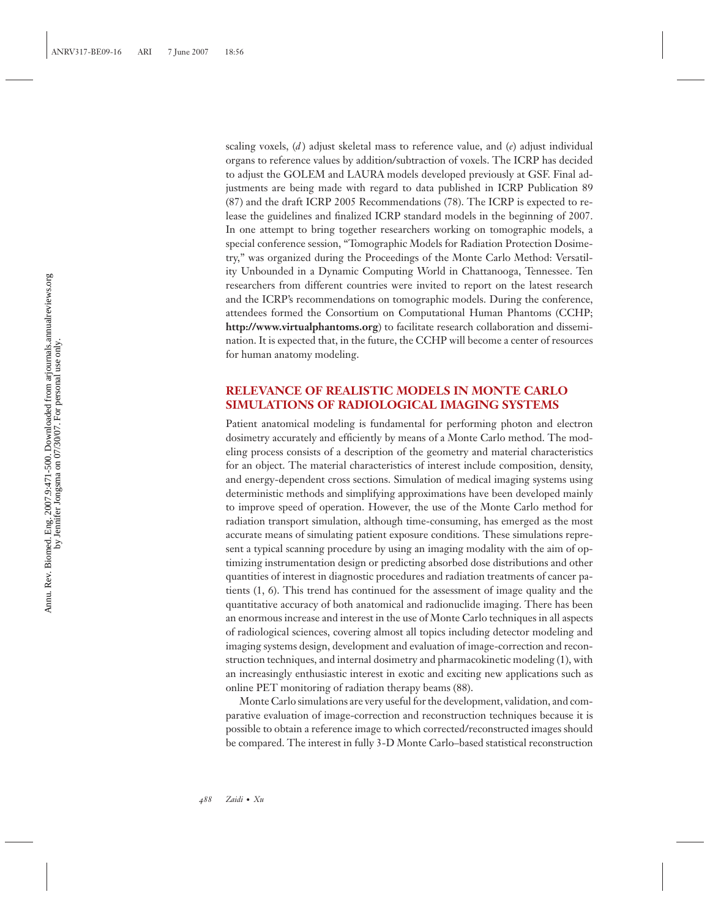scaling voxels, (*d*) adjust skeletal mass to reference value, and (*e*) adjust individual organs to reference values by addition/subtraction of voxels. The ICRP has decided to adjust the GOLEM and LAURA models developed previously at GSF. Final adjustments are being made with regard to data published in ICRP Publication 89 (87) and the draft ICRP 2005 Recommendations (78). The ICRP is expected to release the guidelines and finalized ICRP standard models in the beginning of 2007. In one attempt to bring together researchers working on tomographic models, a special conference session, "Tomographic Models for Radiation Protection Dosimetry," was organized during the Proceedings of the Monte Carlo Method: Versatility Unbounded in a Dynamic Computing World in Chattanooga, Tennessee. Ten researchers from different countries were invited to report on the latest research and the ICRP's recommendations on tomographic models. During the conference, attendees formed the Consortium on Computational Human Phantoms (CCHP; **http://www.virtualphantoms.org**) to facilitate research collaboration and dissemination. It is expected that, in the future, the CCHP will become a center of resources for human anatomy modeling.

## RELEVANCE OF REALISTIC MODELS IN MONTE CARLO SIMULATIONS OF RADIOLOGICAL IMAGING SYSTEMS

Patient anatomical modeling is fundamental for performing photon and electron dosimetry accurately and efficiently by means of a Monte Carlo method. The modeling process consists of a description of the geometry and material characteristics for an object. The material characteristics of interest include composition, density, and energy-dependent cross sections. Simulation of medical imaging systems using deterministic methods and simplifying approximations have been developed mainly to improve speed of operation. However, the use of the Monte Carlo method for radiation transport simulation, although time-consuming, has emerged as the most accurate means of simulating patient exposure conditions. These simulations represent a typical scanning procedure by using an imaging modality with the aim of optimizing instrumentation design or predicting absorbed dose distributions and other quantities of interest in diagnostic procedures and radiation treatments of cancer patients (1, 6). This trend has continued for the assessment of image quality and the quantitative accuracy of both anatomical and radionuclide imaging. There has been an enormous increase and interest in the use of Monte Carlo techniques in all aspects of radiological sciences, covering almost all topics including detector modeling and imaging systems design, development and evaluation of image-correction and reconstruction techniques, and internal dosimetry and pharmacokinetic modeling (1), with an increasingly enthusiastic interest in exotic and exciting new applications such as online PET monitoring of radiation therapy beams (88).

Monte Carlo simulations are very useful for the development, validation, and comparative evaluation of image-correction and reconstruction techniques because it is possible to obtain a reference image to which corrected/reconstructed images should be compared. The interest in fully 3-D Monte Carlo–based statistical reconstruction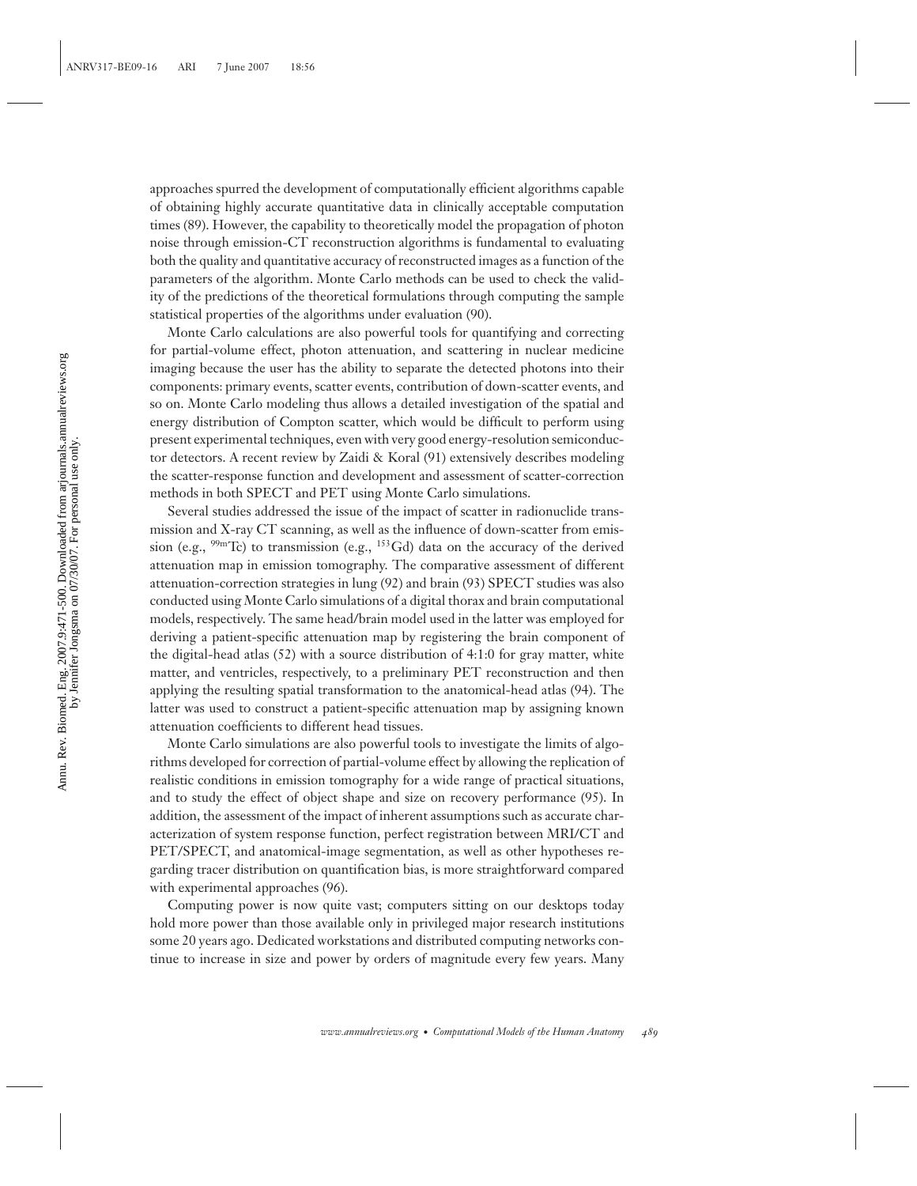approaches spurred the development of computationally efficient algorithms capable of obtaining highly accurate quantitative data in clinically acceptable computation times (89). However, the capability to theoretically model the propagation of photon noise through emission-CT reconstruction algorithms is fundamental to evaluating both the quality and quantitative accuracy of reconstructed images as a function of the parameters of the algorithm. Monte Carlo methods can be used to check the validity of the predictions of the theoretical formulations through computing the sample statistical properties of the algorithms under evaluation (90).

Monte Carlo calculations are also powerful tools for quantifying and correcting for partial-volume effect, photon attenuation, and scattering in nuclear medicine imaging because the user has the ability to separate the detected photons into their components: primary events, scatter events, contribution of down-scatter events, and so on. Monte Carlo modeling thus allows a detailed investigation of the spatial and energy distribution of Compton scatter, which would be difficult to perform using present experimental techniques, even with very good energy-resolution semiconductor detectors. A recent review by Zaidi & Koral (91) extensively describes modeling the scatter-response function and development and assessment of scatter-correction methods in both SPECT and PET using Monte Carlo simulations.

Several studies addressed the issue of the impact of scatter in radionuclide transmission and X-ray CT scanning, as well as the influence of down-scatter from emission (e.g., $^{99m}$Tc) to transmission (e.g., $^{153}$Gd) data on the accuracy of the derived attenuation map in emission tomography. The comparative assessment of different attenuation-correction strategies in lung (92) and brain (93) SPECT studies was also conducted using Monte Carlo simulations of a digital thorax and brain computational models, respectively. The same head/brain model used in the latter was employed for deriving a patient-specific attenuation map by registering the brain component of the digital-head atlas (52) with a source distribution of 4:1:0 for gray matter, white matter, and ventricles, respectively, to a preliminary PET reconstruction and then applying the resulting spatial transformation to the anatomical-head atlas (94). The latter was used to construct a patient-specific attenuation map by assigning known attenuation coefficients to different head tissues.

Monte Carlo simulations are also powerful tools to investigate the limits of algorithms developed for correction of partial-volume effect by allowing the replication of realistic conditions in emission tomography for a wide range of practical situations, and to study the effect of object shape and size on recovery performance (95). In addition, the assessment of the impact of inherent assumptions such as accurate characterization of system response function, perfect registration between MRI/CT and PET/SPECT, and anatomical-image segmentation, as well as other hypotheses regarding tracer distribution on quantification bias, is more straightforward compared with experimental approaches (96).

Computing power is now quite vast; computers sitting on our desktops today hold more power than those available only in privileged major research institutions some 20 years ago. Dedicated workstations and distributed computing networks continue to increase in size and power by orders of magnitude every few years. Many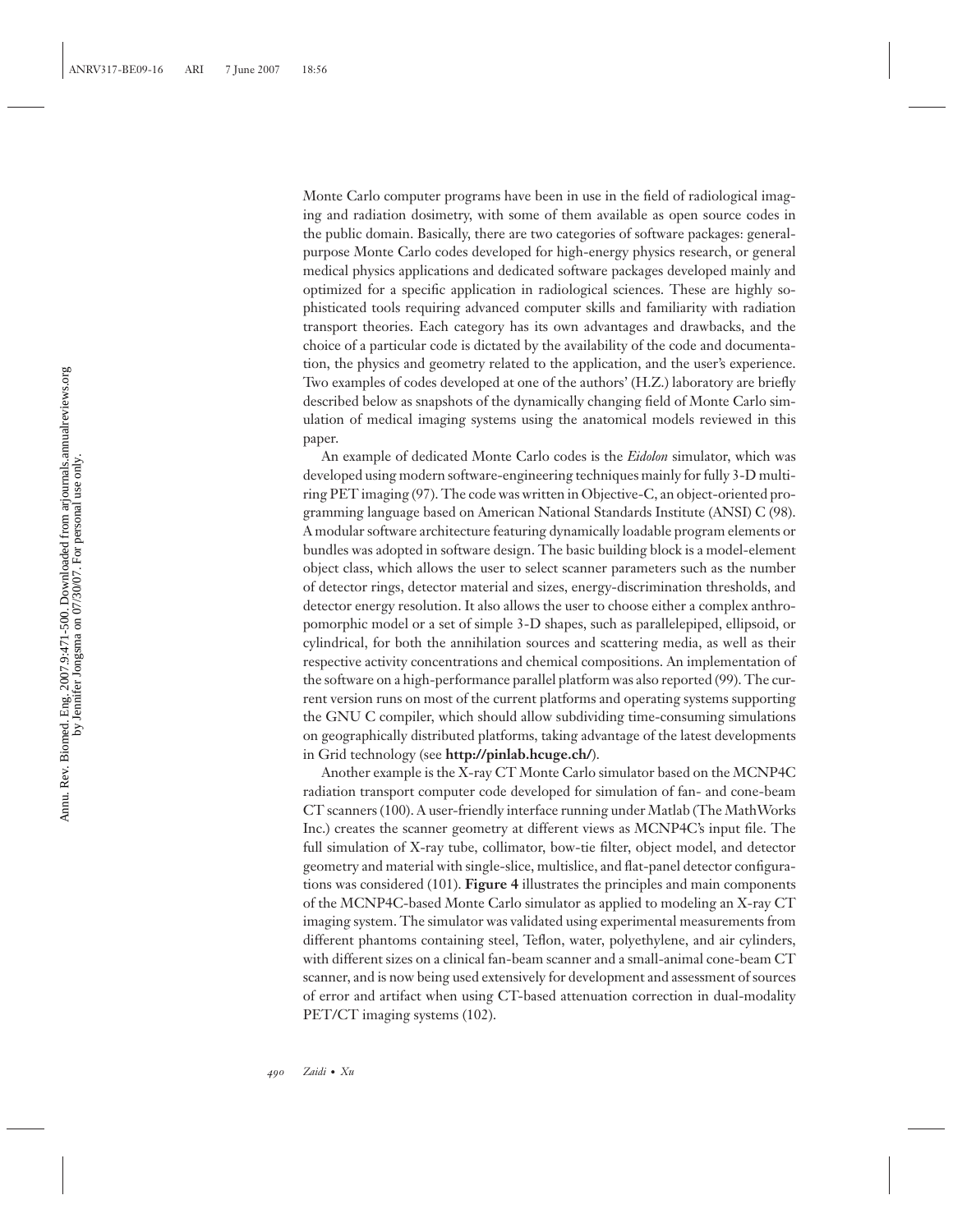Monte Carlo computer programs have been in use in the field of radiological imaging and radiation dosimetry, with some of them available as open source codes in the public domain. Basically, there are two categories of software packages: general-purpose Monte Carlo codes developed for high-energy physics research, or general medical physics applications and dedicated software packages developed mainly and optimized for a specific application in radiological sciences. These are highly sophisticated tools requiring advanced computer skills and familiarity with radiation transport theories. Each category has its own advantages and drawbacks, and the choice of a particular code is dictated by the availability of the code and documentation, the physics and geometry related to the application, and the user's experience. Two examples of codes developed at one of the authors' (H.Z.) laboratory are briefly described below as snapshots of the dynamically changing field of Monte Carlo simulation of medical imaging systems using the anatomical models reviewed in this paper.

An example of dedicated Monte Carlo codes is the *Eidolon* simulator, which was developed using modern software-engineering techniques mainly for fully 3-D multi-ring PET imaging (97). The code was written in Objective-C, an object-oriented programming language based on American National Standards Institute (ANSI) C (98). A modular software architecture featuring dynamically loadable program elements or bundles was adopted in software design. The basic building block is a model-element object class, which allows the user to select scanner parameters such as the number of detector rings, detector material and sizes, energy-discrimination thresholds, and detector energy resolution. It also allows the user to choose either a complex anthropomorphic model or a set of simple 3-D shapes, such as parallelepiped, ellipsoid, or cylindrical, for both the annihilation sources and scattering media, as well as their respective activity concentrations and chemical compositions. An implementation of the software on a high-performance parallel platform was also reported (99). The current version runs on most of the current platforms and operating systems supporting the GNU C compiler, which should allow subdividing time-consuming simulations on geographically distributed platforms, taking advantage of the latest developments in Grid technology (see **http://pinlab.hcuge.ch/**).

Another example is the X-ray CT Monte Carlo simulator based on the MCNP4C radiation transport computer code developed for simulation of fan- and cone-beam CT scanners (100). A user-friendly interface running under Matlab (The MathWorks Inc.) creates the scanner geometry at different views as MCNP4C's input file. The full simulation of X-ray tube, collimator, bow-tie filter, object model, and detector geometry and material with single-slice, multislice, and flat-panel detector configurations was considered (101). **Figure 4** illustrates the principles and main components of the MCNP4C-based Monte Carlo simulator as applied to modeling an X-ray CT imaging system. The simulator was validated using experimental measurements from different phantoms containing steel, Teflon, water, polyethylene, and air cylinders, with different sizes on a clinical fan-beam scanner and a small-animal cone-beam CT scanner, and is now being used extensively for development and assessment of sources of error and artifact when using CT-based attenuation correction in dual-modality PET/CT imaging systems (102).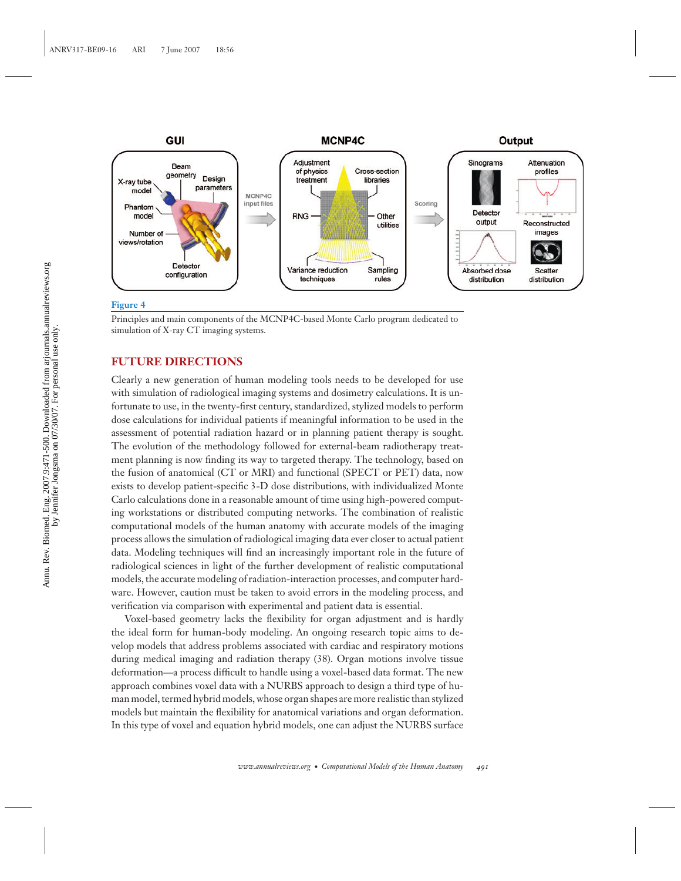GUI

Beam geometry

X-ray tube model

Design parameters

Phantom model

Number of views/rotation

Detector configuration

MCNP4C input files

MCNP4C

Adjustment of physics treatment

Cross-section libraries

RNG

Other utilities

Variance reduction techniques

Sampling rules

Scoring

Output

Sinograms

Attenuation profiles

Detector output

Reconstructed images

Absorbed dose distribution

Scatter distribution

**Figure 4**

Principles and main components of the MCNP4C-based Monte Carlo program dedicated to simulation of X-ray CT imaging systems.

## FUTURE DIRECTIONS

Clearly a new generation of human modeling tools needs to be developed for use with simulation of radiological imaging systems and dosimetry calculations. It is unfortunate to use, in the twenty-first century, standardized, stylized models to perform dose calculations for individual patients if meaningful information to be used in the assessment of potential radiation hazard or in planning patient therapy is sought. The evolution of the methodology followed for external-beam radiotherapy treatment planning is now finding its way to targeted therapy. The technology, based on the fusion of anatomical (CT or MRI) and functional (SPECT or PET) data, now exists to develop patient-specific 3-D dose distributions, with individualized Monte Carlo calculations done in a reasonable amount of time using high-powered computing workstations or distributed computing networks. The combination of realistic computational models of the human anatomy with accurate models of the imaging process allows the simulation of radiological imaging data ever closer to actual patient data. Modeling techniques will find an increasingly important role in the future of radiological sciences in light of the further development of realistic computational models, the accurate modeling of radiation-interaction processes, and computer hardware. However, caution must be taken to avoid errors in the modeling process, and verification via comparison with experimental and patient data is essential.

Voxel-based geometry lacks the flexibility for organ adjustment and is hardly the ideal form for human-body modeling. An ongoing research topic aims to develop models that address problems associated with cardiac and respiratory motions during medical imaging and radiation therapy (38). Organ motions involve tissue deformation—a process difficult to handle using a voxel-based data format. The new approach combines voxel data with a NURBS approach to design a third type of human model, termed hybrid models, whose organ shapes are more realistic than stylized models but maintain the flexibility for anatomical variations and organ deformation. In this type of voxel and equation hybrid models, one can adjust the NURBS surface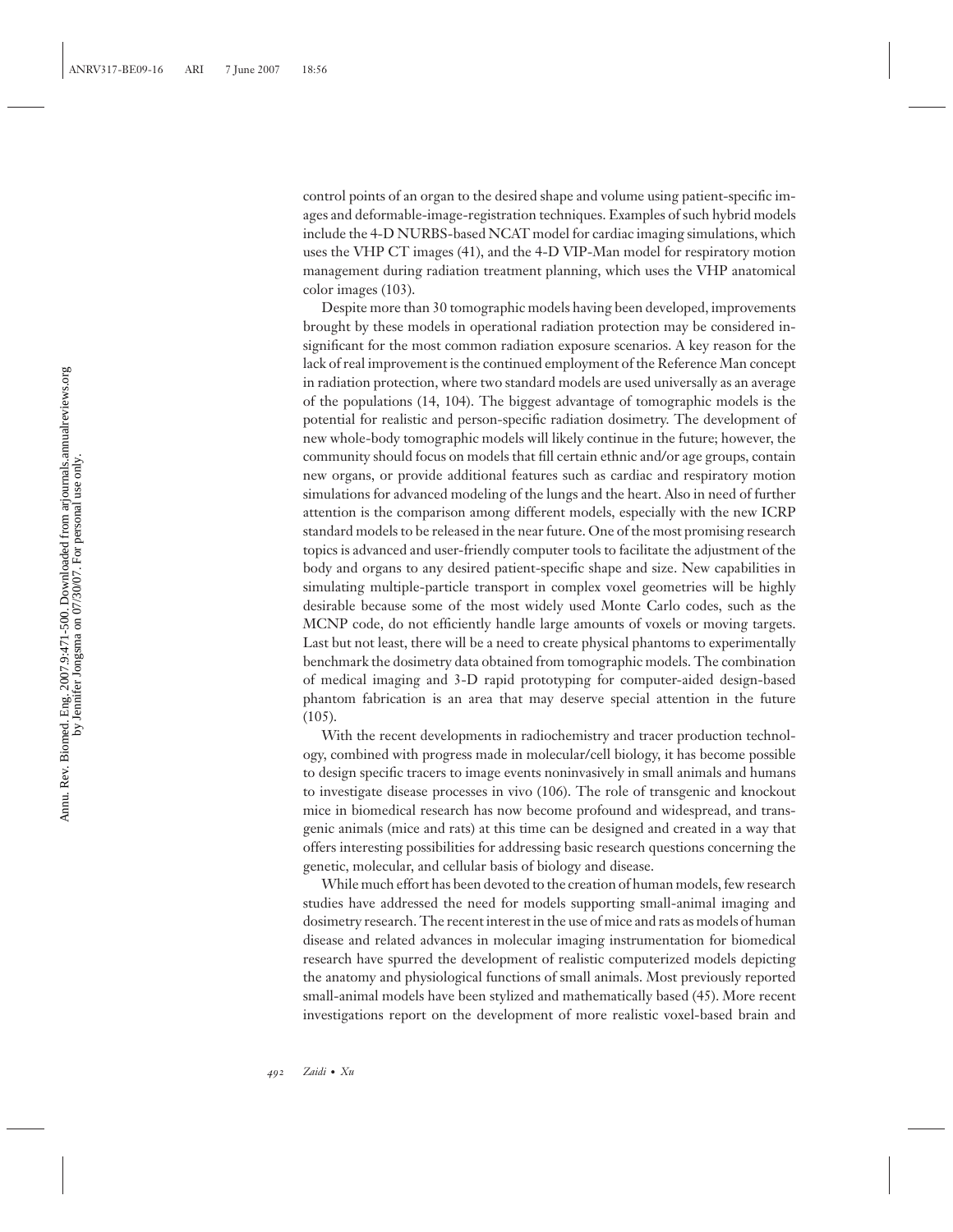control points of an organ to the desired shape and volume using patient-specific images and deformable-image-registration techniques. Examples of such hybrid models include the 4-D NURBS-based NCAT model for cardiac imaging simulations, which uses the VHP CT images (41), and the 4-D VIP-Man model for respiratory motion management during radiation treatment planning, which uses the VHP anatomical color images (103).

Despite more than 30 tomographic models having been developed, improvements brought by these models in operational radiation protection may be considered insignificant for the most common radiation exposure scenarios. A key reason for the lack of real improvement is the continued employment of the Reference Man concept in radiation protection, where two standard models are used universally as an average of the populations (14, 104). The biggest advantage of tomographic models is the potential for realistic and person-specific radiation dosimetry. The development of new whole-body tomographic models will likely continue in the future; however, the community should focus on models that fill certain ethnic and/or age groups, contain new organs, or provide additional features such as cardiac and respiratory motion simulations for advanced modeling of the lungs and the heart. Also in need of further attention is the comparison among different models, especially with the new ICRP standard models to be released in the near future. One of the most promising research topics is advanced and user-friendly computer tools to facilitate the adjustment of the body and organs to any desired patient-specific shape and size. New capabilities in simulating multiple-particle transport in complex voxel geometries will be highly desirable because some of the most widely used Monte Carlo codes, such as the MCNP code, do not efficiently handle large amounts of voxels or moving targets. Last but not least, there will be a need to create physical phantoms to experimentally benchmark the dosimetry data obtained from tomographic models. The combination of medical imaging and 3-D rapid prototyping for computer-aided design-based phantom fabrication is an area that may deserve special attention in the future (105).

With the recent developments in radiochemistry and tracer production technology, combined with progress made in molecular/cell biology, it has become possible to design specific tracers to image events noninvasively in small animals and humans to investigate disease processes in vivo (106). The role of transgenic and knockout mice in biomedical research has now become profound and widespread, and transgenic animals (mice and rats) at this time can be designed and created in a way that offers interesting possibilities for addressing basic research questions concerning the genetic, molecular, and cellular basis of biology and disease.

While much effort has been devoted to the creation of human models, few research studies have addressed the need for models supporting small-animal imaging and dosimetry research. The recent interest in the use of mice and rats as models of human disease and related advances in molecular imaging instrumentation for biomedical research have spurred the development of realistic computerized models depicting the anatomy and physiological functions of small animals. Most previously reported small-animal models have been stylized and mathematically based (45). More recent investigations report on the development of more realistic voxel-based brain and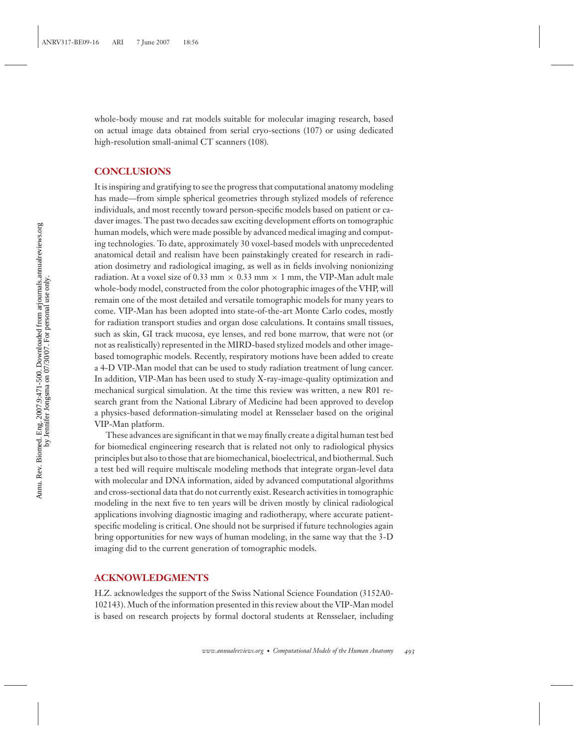whole-body mouse and rat models suitable for molecular imaging research, based on actual image data obtained from serial cryo-sections (107) or using dedicated high-resolution small-animal CT scanners (108).

## CONCLUSIONS

It is inspiring and gratifying to see the progress that computational anatomy modeling has made—from simple spherical geometries through stylized models of reference individuals, and most recently toward person-specific models based on patient or cadaver images. The past two decades saw exciting development efforts on tomographic human models, which were made possible by advanced medical imaging and computing technologies. To date, approximately 30 voxel-based models with unprecedented anatomical detail and realism have been painstakingly created for research in radiation dosimetry and radiological imaging, as well as in fields involving nonionizing radiation. At a voxel size of 0.33 mm $\times$ 0.33 mm $\times$ 1 mm, the VIP-Man adult male whole-body model, constructed from the color photographic images of the VHP, will remain one of the most detailed and versatile tomographic models for many years to come. VIP-Man has been adopted into state-of-the-art Monte Carlo codes, mostly for radiation transport studies and organ dose calculations. It contains small tissues, such as skin, GI track mucosa, eye lenses, and red bone marrow, that were not (or not as realistically) represented in the MIRD-based stylized models and other image-based tomographic models. Recently, respiratory motions have been added to create a 4-D VIP-Man model that can be used to study radiation treatment of lung cancer. In addition, VIP-Man has been used to study X-ray-image-quality optimization and mechanical surgical simulation. At the time this review was written, a new R01 research grant from the National Library of Medicine had been approved to develop a physics-based deformation-simulating model at Rensselaer based on the original VIP-Man platform.

These advances are significant in that we may finally create a digital human test bed for biomedical engineering research that is related not only to radiological physics principles but also to those that are biomechanical, bioelectrical, and biothermal. Such a test bed will require multiscale modeling methods that integrate organ-level data with molecular and DNA information, aided by advanced computational algorithms and cross-sectional data that do not currently exist. Research activities in tomographic modeling in the next five to ten years will be driven mostly by clinical radiological applications involving diagnostic imaging and radiotherapy, where accurate patient-specific modeling is critical. One should not be surprised if future technologies again bring opportunities for new ways of human modeling, in the same way that the 3-D imaging did to the current generation of tomographic models.

## ACKNOWLEDGMENTS

H.Z. acknowledges the support of the Swiss National Science Foundation (3152A0-102143). Much of the information presented in this review about the VIP-Man model is based on research projects by formal doctoral students at Rensselaer, including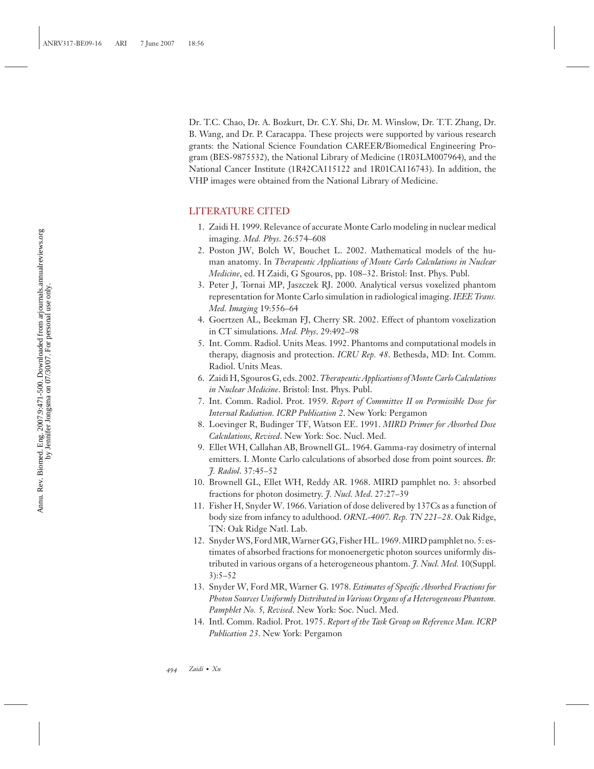Dr. T.C. Chao, Dr. A. Bozkurt, Dr. C.Y. Shi, Dr. M. Winslow, Dr. T.T. Zhang, Dr. B. Wang, and Dr. P. Caracappa. These projects were supported by various research grants: the National Science Foundation CAREER/Biomedical Engineering Program (BES-9875532), the National Library of Medicine (1R03LM007964), and the National Cancer Institute (1R42CA115122 and 1R01CA116743). In addition, the VHP images were obtained from the National Library of Medicine.

## LITERATURE CITED

1. Zaidi H. 1999. Relevance of accurate Monte Carlo modeling in nuclear medical imaging. *Med. Phys*. 26:574–608
2. Poston JW, Bolch W, Bouchet L. 2002. Mathematical models of the human anatomy. In *Therapeutic Applications of Monte Carlo Calculations in Nuclear Medicine*, ed. H Zaidi, G Sgouros, pp. 108–32. Bristol: Inst. Phys. Publ.
3. Peter J, Tornai MP, Jaszczek RJ. 2000. Analytical versus voxelized phantom representation for Monte Carlo simulation in radiological imaging. *IEEE Trans. Med. Imaging* 19:556–64
4. Goertzen AL, Beekman FJ, Cherry SR. 2002. Effect of phantom voxelization in CT simulations. *Med. Phys*. 29:492–98
5. Int. Comm. Radiol. Units Meas. 1992. Phantoms and computational models in therapy, diagnosis and protection. *ICRU Rep. 48*. Bethesda, MD: Int. Comm. Radiol. Units Meas.
6. Zaidi H, Sgouros G, eds. 2002. *Therapeutic Applications of Monte Carlo Calculations in Nuclear Medicine*. Bristol: Inst. Phys. Publ.
7. Int. Comm. Radiol. Prot. 1959. *Report of Committee II on Permissible Dose for Internal Radiation. ICRP Publication 2*. New York: Pergamon
8. Loevinger R, Budinger TF, Watson EE. 1991. *MIRD Primer for Absorbed Dose Calculations, Revised*. New York: Soc. Nucl. Med.
9. Ellet WH, Callahan AB, Brownell GL. 1964. Gamma-ray dosimetry of internal emitters. I. Monte Carlo calculations of absorbed dose from point sources. *Br. J. Radiol*. 37:45–52
10. Brownell GL, Ellet WH, Reddy AR. 1968. MIRD pamphlet no. 3: absorbed fractions for photon dosimetry. *J. Nucl. Med*. 27:27–39
11. Fisher H, Snyder W. 1966. Variation of dose delivered by 137Cs as a function of body size from infancy to adulthood. *ORNL-4007. Rep. TN 221–28*. Oak Ridge, TN: Oak Ridge Natl. Lab.
12. Snyder WS, Ford MR, Warner GG, Fisher HL. 1969. MIRD pamphlet no. 5: estimates of absorbed fractions for monoenergetic photon sources uniformly distributed in various organs of a heterogeneous phantom. *J. Nucl. Med.* 10(Suppl. 3):5–52
13. Snyder W, Ford MR, Warner G. 1978. *Estimates of Specific Absorbed Fractions for Photon Sources Uniformly Distributed in Various Organs of a Heterogeneous Phantom. Pamphlet No. 5, Revised*. New York: Soc. Nucl. Med.
14. Intl. Comm. Radiol. Prot. 1975. *Report of the Task Group on Reference Man. ICRP Publication 23*. New York: Pergamon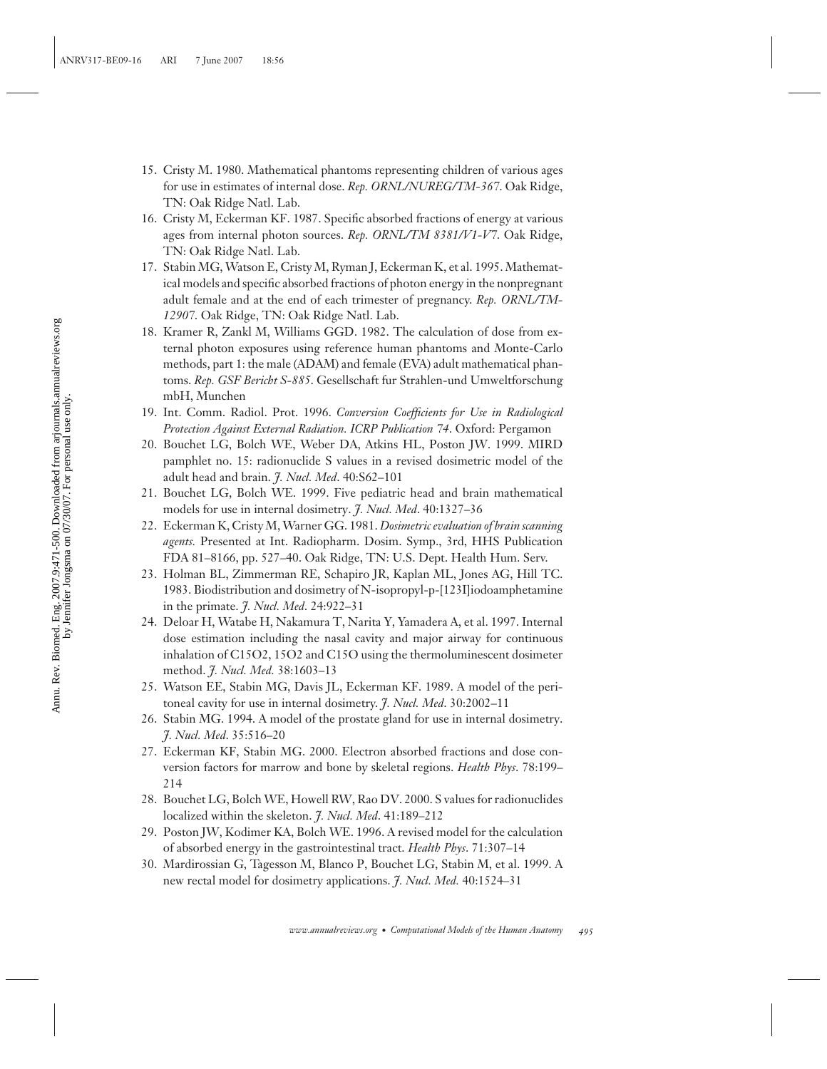15. Cristy M. 1980. Mathematical phantoms representing children of various ages for use in estimates of internal dose. *Rep. ORNL/NUREG/TM-367*. Oak Ridge, TN: Oak Ridge Natl. Lab.
16. Cristy M, Eckerman KF. 1987. Specific absorbed fractions of energy at various ages from internal photon sources. *Rep. ORNL/TM 8381/V1-V7*. Oak Ridge, TN: Oak Ridge Natl. Lab.
17. Stabin MG, Watson E, Cristy M, Ryman J, Eckerman K, et al. 1995. Mathematical models and specific absorbed fractions of photon energy in the nonpregnant adult female and at the end of each trimester of pregnancy. *Rep. ORNL/TM-12907*. Oak Ridge, TN: Oak Ridge Natl. Lab.
18. Kramer R, Zankl M, Williams GGD. 1982. The calculation of dose from external photon exposures using reference human phantoms and Monte-Carlo methods, part 1: the male (ADAM) and female (EVA) adult mathematical phantoms. *Rep. GSF Bericht S-885*. Gesellschaft fur Strahlen-und Umweltforschung mbH, Munchen
19. Int. Comm. Radiol. Prot. 1996. *Conversion Coefficients for Use in Radiological Protection Against External Radiation. ICRP Publication 74*. Oxford: Pergamon
20. Bouchet LG, Bolch WE, Weber DA, Atkins HL, Poston JW. 1999. MIRD pamphlet no. 15: radionuclide S values in a revised dosimetric model of the adult head and brain. *J. Nucl. Med*. 40:S62–101
21. Bouchet LG, Bolch WE. 1999. Five pediatric head and brain mathematical models for use in internal dosimetry. *J. Nucl. Med*. 40:1327–36
22. Eckerman K, Cristy M, Warner GG. 1981. *Dosimetric evaluation of brain scanning agents.* Presented at Int. Radiopharm. Dosim. Symp., 3rd, HHS Publication FDA 81–8166, pp. 527–40. Oak Ridge, TN: U.S. Dept. Health Hum. Serv.
23. Holman BL, Zimmerman RE, Schapiro JR, Kaplan ML, Jones AG, Hill TC. 1983. Biodistribution and dosimetry of N-isopropyl-p-[123I]iodoamphetamine in the primate. *J. Nucl. Med*. 24:922–31
24. Deloar H, Watabe H, Nakamura T, Narita Y, Yamadera A, et al. 1997. Internal dose estimation including the nasal cavity and major airway for continuous inhalation of C15O2, 15O2 and C15O using the thermoluminescent dosimeter method. *J. Nucl. Med.* 38:1603–13
25. Watson EE, Stabin MG, Davis JL, Eckerman KF. 1989. A model of the peritoneal cavity for use in internal dosimetry. *J. Nucl. Med*. 30:2002–11
26. Stabin MG. 1994. A model of the prostate gland for use in internal dosimetry. *J. Nucl. Med*. 35:516–20
27. Eckerman KF, Stabin MG. 2000. Electron absorbed fractions and dose conversion factors for marrow and bone by skeletal regions. *Health Phys*. 78:199–214
28. Bouchet LG, Bolch WE, Howell RW, Rao DV. 2000. S values for radionuclides localized within the skeleton. *J. Nucl. Med*. 41:189–212
29. Poston JW, Kodimer KA, Bolch WE. 1996. A revised model for the calculation of absorbed energy in the gastrointestinal tract. *Health Phys*. 71:307–14
30. Mardirossian G, Tagesson M, Blanco P, Bouchet LG, Stabin M, et al. 1999. A new rectal model for dosimetry applications. *J. Nucl. Med.* 40:1524–31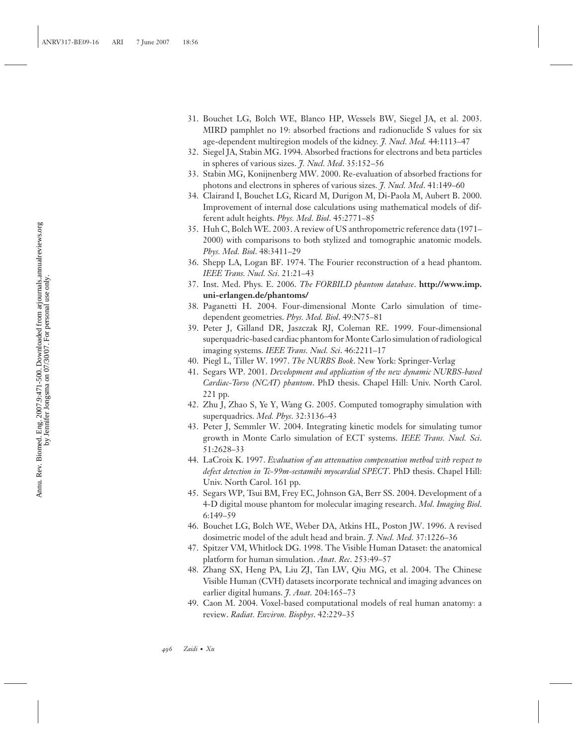31. Bouchet LG, Bolch WE, Blanco HP, Wessels BW, Siegel JA, et al. 2003. MIRD pamphlet no 19: absorbed fractions and radionuclide S values for six age-dependent multiregion models of the kidney. *J. Nucl. Med.* 44:1113–47
32. Siegel JA, Stabin MG. 1994. Absorbed fractions for electrons and beta particles in spheres of various sizes. *J. Nucl. Med*. 35:152–56
33. Stabin MG, Konijnenberg MW. 2000. Re-evaluation of absorbed fractions for photons and electrons in spheres of various sizes. *J. Nucl. Med*. 41:149–60
34. Clairand I, Bouchet LG, Ricard M, Durigon M, Di-Paola M, Aubert B. 2000. Improvement of internal dose calculations using mathematical models of different adult heights. *Phys. Med. Biol*. 45:2771–85
35. Huh C, Bolch WE. 2003. A review of US anthropometric reference data (1971–2000) with comparisons to both stylized and tomographic anatomic models. *Phys. Med. Biol*. 48:3411–29
36. Shepp LA, Logan BF. 1974. The Fourier reconstruction of a head phantom. *IEEE Trans. Nucl. Sci*. 21:21–43
37. Inst. Med. Phys. E. 2006. *The FORBILD phantom database*. **http://www.imp.uni-erlangen.de/phantoms/**
38. Paganetti H. 2004. Four-dimensional Monte Carlo simulation of time-dependent geometries. *Phys. Med. Biol*. 49:N75–81
39. Peter J, Gilland DR, Jaszczak RJ, Coleman RE. 1999. Four-dimensional superquadric-based cardiac phantom for Monte Carlo simulation of radiological imaging systems. *IEEE Trans. Nucl. Sci*. 46:2211–17
40. Piegl L, Tiller W. 1997. *The NURBS Book*. New York: Springer-Verlag
41. Segars WP. 2001. *Development and application of the new dynamic NURBS-based Cardiac-Torso (NCAT) phantom*. PhD thesis. Chapel Hill: Univ. North Carol. 221 pp.
42. Zhu J, Zhao S, Ye Y, Wang G. 2005. Computed tomography simulation with superquadrics. *Med. Phys*. 32:3136–43
43. Peter J, Semmler W. 2004. Integrating kinetic models for simulating tumor growth in Monte Carlo simulation of ECT systems. *IEEE Trans. Nucl. Sci*. 51:2628–33
44. LaCroix K. 1997. *Evaluation of an attenuation compensation method with respect to defect detection in Tc-99m-sestamibi myocardial SPECT*. PhD thesis. Chapel Hill: Univ. North Carol. 161 pp.
45. Segars WP, Tsui BM, Frey EC, Johnson GA, Berr SS. 2004. Development of a 4-D digital mouse phantom for molecular imaging research. *Mol. Imaging Biol*. 6:149–59
46. Bouchet LG, Bolch WE, Weber DA, Atkins HL, Poston JW. 1996. A revised dosimetric model of the adult head and brain. *J. Nucl. Med*. 37:1226–36
47. Spitzer VM, Whitlock DG. 1998. The Visible Human Dataset: the anatomical platform for human simulation. *Anat. Rec*. 253:49–57
48. Zhang SX, Heng PA, Liu ZJ, Tan LW, Qiu MG, et al. 2004. The Chinese Visible Human (CVH) datasets incorporate technical and imaging advances on earlier digital humans. *J. Anat.* 204:165–73
49. Caon M. 2004. Voxel-based computational models of real human anatomy: a review. *Radiat. Environ. Biophys*. 42:229–35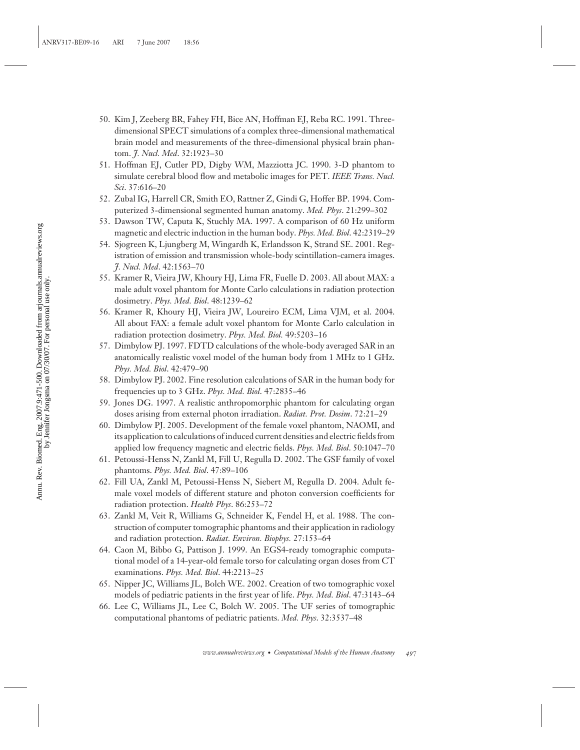50. Kim J, Zeeberg BR, Fahey FH, Bice AN, Hoffman EJ, Reba RC. 1991. Three-dimensional SPECT simulations of a complex three-dimensional mathematical brain model and measurements of the three-dimensional physical brain phantom. *J. Nucl. Med*. 32:1923–30
51. Hoffman EJ, Cutler PD, Digby WM, Mazziotta JC. 1990. 3-D phantom to simulate cerebral blood flow and metabolic images for PET. *IEEE Trans. Nucl. Sci*. 37:616–20
52. Zubal IG, Harrell CR, Smith EO, Rattner Z, Gindi G, Hoffer BP. 1994. Computerized 3-dimensional segmented human anatomy. *Med. Phys*. 21:299–302
53. Dawson TW, Caputa K, Stuchly MA. 1997. A comparison of 60 Hz uniform magnetic and electric induction in the human body. *Phys. Med. Biol*. 42:2319–29
54. Sjogreen K, Ljungberg M, Wingardh K, Erlandsson K, Strand SE. 2001. Registration of emission and transmission whole-body scintillation-camera images. *J. Nucl. Med*. 42:1563–70
55. Kramer R, Vieira JW, Khoury HJ, Lima FR, Fuelle D. 2003. All about MAX: a male adult voxel phantom for Monte Carlo calculations in radiation protection dosimetry. *Phys. Med. Biol*. 48:1239–62
56. Kramer R, Khoury HJ, Vieira JW, Loureiro ECM, Lima VJM, et al. 2004. All about FAX: a female adult voxel phantom for Monte Carlo calculation in radiation protection dosimetry. *Phys. Med. Biol.* 49:5203–16
57. Dimbylow PJ. 1997. FDTD calculations of the whole-body averaged SAR in an anatomically realistic voxel model of the human body from 1 MHz to 1 GHz. *Phys. Med. Biol*. 42:479–90
58. Dimbylow PJ. 2002. Fine resolution calculations of SAR in the human body for frequencies up to 3 GHz. *Phys. Med. Biol*. 47:2835–46
59. Jones DG. 1997. A realistic anthropomorphic phantom for calculating organ doses arising from external photon irradiation. *Radiat. Prot. Dosim*. 72:21–29
60. Dimbylow PJ. 2005. Development of the female voxel phantom, NAOMI, and its application to calculations of induced current densities and electric fields from applied low frequency magnetic and electric fields. *Phys. Med. Biol*. 50:1047–70
61. Petoussi-Henss N, Zankl M, Fill U, Regulla D. 2002. The GSF family of voxel phantoms. *Phys. Med. Biol*. 47:89–106
62. Fill UA, Zankl M, Petoussi-Henss N, Siebert M, Regulla D. 2004. Adult female voxel models of different stature and photon conversion coefficients for radiation protection. *Health Phys*. 86:253–72
63. Zankl M, Veit R, Williams G, Schneider K, Fendel H, et al. 1988. The construction of computer tomographic phantoms and their application in radiology and radiation protection. *Radiat. Environ. Biophys.* 27:153–64
64. Caon M, Bibbo G, Pattison J. 1999. An EGS4-ready tomographic computational model of a 14-year-old female torso for calculating organ doses from CT examinations. *Phys. Med. Biol*. 44:2213–25
65. Nipper JC, Williams JL, Bolch WE. 2002. Creation of two tomographic voxel models of pediatric patients in the first year of life. *Phys. Med. Biol*. 47:3143–64
66. Lee C, Williams JL, Lee C, Bolch W. 2005. The UF series of tomographic computational phantoms of pediatric patients. *Med. Phys*. 32:3537–48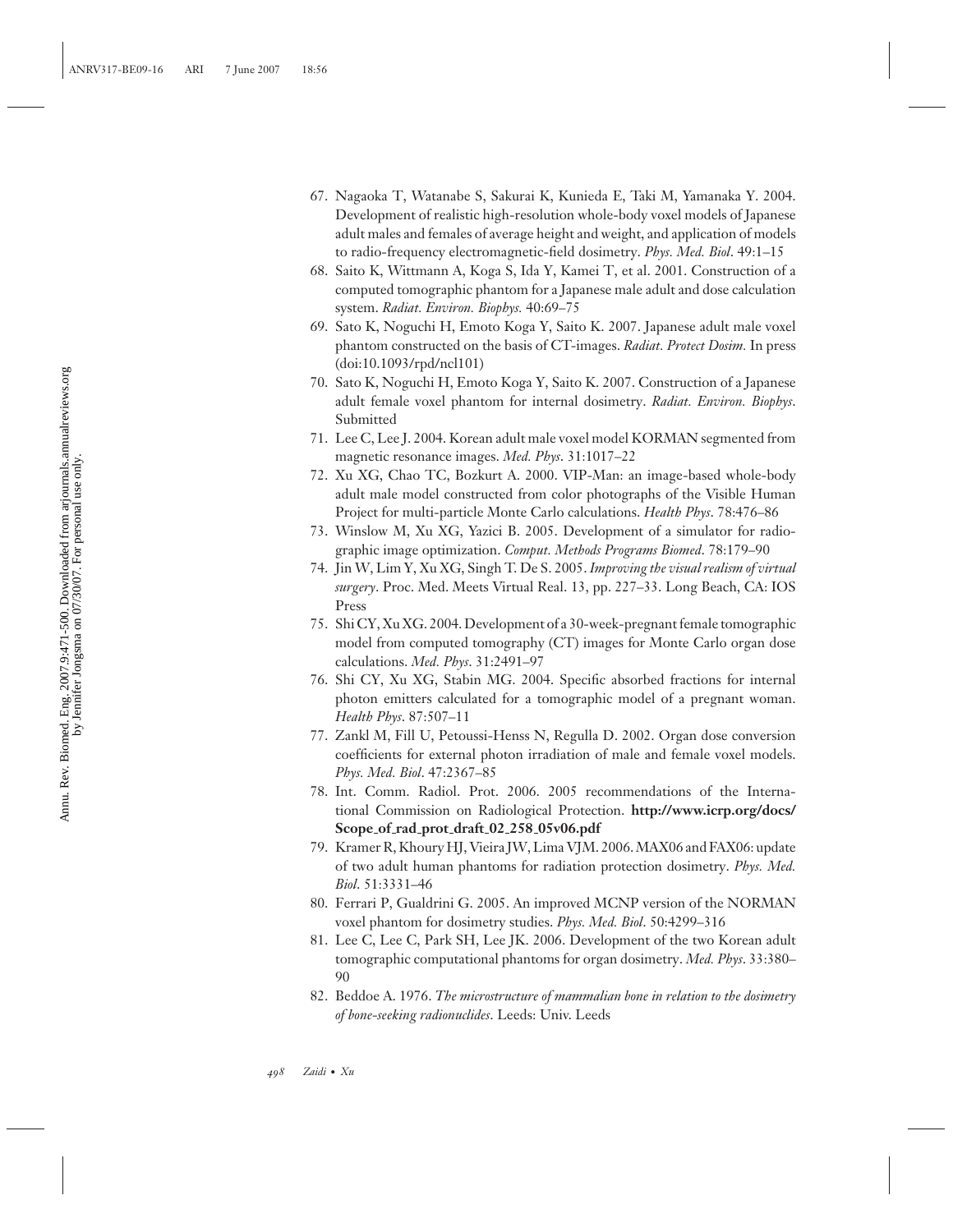67. Nagaoka T, Watanabe S, Sakurai K, Kunieda E, Taki M, Yamanaka Y. 2004. Development of realistic high-resolution whole-body voxel models of Japanese adult males and females of average height and weight, and application of models to radio-frequency electromagnetic-field dosimetry. *Phys. Med. Biol*. 49:1–15
68. Saito K, Wittmann A, Koga S, Ida Y, Kamei T, et al. 2001. Construction of a computed tomographic phantom for a Japanese male adult and dose calculation system. *Radiat. Environ. Biophys.* 40:69–75
69. Sato K, Noguchi H, Emoto Koga Y, Saito K. 2007. Japanese adult male voxel phantom constructed on the basis of CT-images. *Radiat. Protect Dosim.* In press (doi:10.1093/rpd/ncl101)
70. Sato K, Noguchi H, Emoto Koga Y, Saito K. 2007. Construction of a Japanese adult female voxel phantom for internal dosimetry. *Radiat. Environ. Biophys*. Submitted
71. Lee C, Lee J. 2004. Korean adult male voxel model KORMAN segmented from magnetic resonance images. *Med. Phys*. 31:1017–22
72. Xu XG, Chao TC, Bozkurt A. 2000. VIP-Man: an image-based whole-body adult male model constructed from color photographs of the Visible Human Project for multi-particle Monte Carlo calculations. *Health Phys*. 78:476–86
73. Winslow M, Xu XG, Yazici B. 2005. Development of a simulator for radiographic image optimization. *Comput. Methods Programs Biomed*. 78:179–90
74. Jin W, Lim Y, Xu XG, Singh T. De S. 2005. *Improving the visual realism of virtual surgery*. Proc. Med. Meets Virtual Real. 13, pp. 227–33. Long Beach, CA: IOS Press
75. Shi CY, Xu XG. 2004. Development of a 30-week-pregnant female tomographic model from computed tomography (CT) images for Monte Carlo organ dose calculations. *Med. Phys*. 31:2491–97
76. Shi CY, Xu XG, Stabin MG. 2004. Specific absorbed fractions for internal photon emitters calculated for a tomographic model of a pregnant woman. *Health Phys*. 87:507–11
77. Zankl M, Fill U, Petoussi-Henss N, Regulla D. 2002. Organ dose conversion coefficients for external photon irradiation of male and female voxel models. *Phys. Med. Biol*. 47:2367–85
78. Int. Comm. Radiol. Prot. 2006. 2005 recommendations of the International Commission on Radiological Protection. **http://www.icrp.org/docs/Scope_of_rad_prot_draft_02_258_05v06.pdf**
79. Kramer R, Khoury HJ, Vieira JW, Lima VJM. 2006. MAX06 and FAX06: update of two adult human phantoms for radiation protection dosimetry. *Phys. Med. Biol*. 51:3331–46
80. Ferrari P, Gualdrini G. 2005. An improved MCNP version of the NORMAN voxel phantom for dosimetry studies. *Phys. Med. Biol*. 50:4299–316
81. Lee C, Lee C, Park SH, Lee JK. 2006. Development of the two Korean adult tomographic computational phantoms for organ dosimetry. *Med. Phys*. 33:380–90
82. Beddoe A. 1976. *The microstructure of mammalian bone in relation to the dosimetry of bone-seeking radionuclides*. Leeds: Univ. Leeds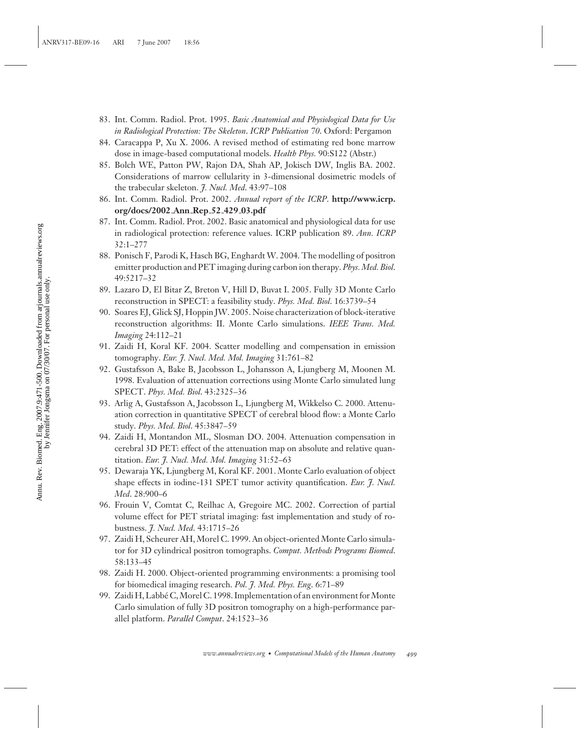83. Int. Comm. Radiol. Prot. 1995. *Basic Anatomical and Physiological Data for Use in Radiological Protection: The Skeleton*. *ICRP Publication 70*. Oxford: Pergamon
84. Caracappa P, Xu X. 2006. A revised method of estimating red bone marrow dose in image-based computational models. *Health Phys.* 90:S122 (Abstr.)
85. Bolch WE, Patton PW, Rajon DA, Shah AP, Jokisch DW, Inglis BA. 2002. Considerations of marrow cellularity in 3-dimensional dosimetric models of the trabecular skeleton. *J. Nucl. Med*. 43:97–108
86. Int. Comm. Radiol. Prot. 2002. *Annual report of the ICRP*. **http://www.icrp.org/docs/2002_Ann_Rep_52_429_03.pdf**
87. Int. Comm. Radiol. Prot. 2002. Basic anatomical and physiological data for use in radiological protection: reference values. ICRP publication 89. *Ann. ICRP* 32:1–277
88. Ponisch F, Parodi K, Hasch BG, Enghardt W. 2004. The modelling of positron emitter production and PET imaging during carbon ion therapy. *Phys. Med. Biol*. 49:5217–32
89. Lazaro D, El Bitar Z, Breton V, Hill D, Buvat I. 2005. Fully 3D Monte Carlo reconstruction in SPECT: a feasibility study. *Phys. Med. Biol*. 16:3739–54
90. Soares EJ, Glick SJ, Hoppin JW. 2005. Noise characterization of block-iterative reconstruction algorithms: II. Monte Carlo simulations. *IEEE Trans. Med. Imaging* 24:112–21
91. Zaidi H, Koral KF. 2004. Scatter modelling and compensation in emission tomography. *Eur. J. Nucl. Med. Mol. Imaging* 31:761–82
92. Gustafsson A, Bake B, Jacobsson L, Johansson A, Ljungberg M, Moonen M. 1998. Evaluation of attenuation corrections using Monte Carlo simulated lung SPECT. *Phys. Med. Biol*. 43:2325–36
93. Arlig A, Gustafsson A, Jacobsson L, Ljungberg M, Wikkelso C. 2000. Attenuation correction in quantitative SPECT of cerebral blood flow: a Monte Carlo study. *Phys. Med. Biol*. 45:3847–59
94. Zaidi H, Montandon ML, Slosman DO. 2004. Attenuation compensation in cerebral 3D PET: effect of the attenuation map on absolute and relative quantitation. *Eur. J. Nucl. Med. Mol. Imaging* 31:52–63
95. Dewaraja YK, Ljungberg M, Koral KF. 2001. Monte Carlo evaluation of object shape effects in iodine-131 SPET tumor activity quantification. *Eur. J. Nucl. Med*. 28:900–6
96. Frouin V, Comtat C, Reilhac A, Gregoire MC. 2002. Correction of partial volume effect for PET striatal imaging: fast implementation and study of robustness. *J. Nucl. Med*. 43:1715–26
97. Zaidi H, Scheurer AH, Morel C. 1999. An object-oriented Monte Carlo simulator for 3D cylindrical positron tomographs. *Comput. Methods Programs Biomed*. 58:133–45
98. Zaidi H. 2000. Object-oriented programming environments: a promising tool for biomedical imaging research. *Pol. J. Med. Phys. Eng*. 6:71–89
99. Zaidi H, Labbé C, Morel C. 1998. Implementation of an environment for Monte Carlo simulation of fully 3D positron tomography on a high-performance parallel platform. *Parallel Comput*. 24:1523–36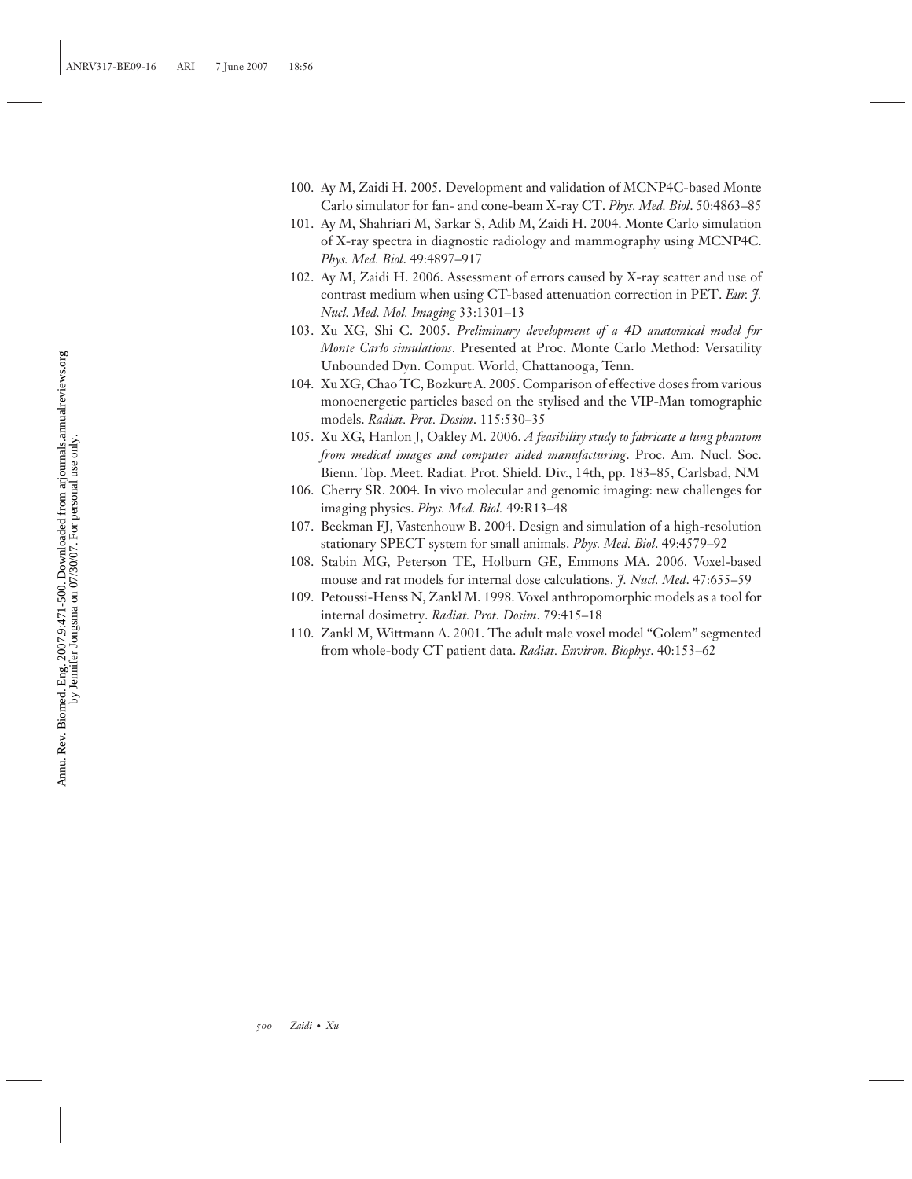100. Ay M, Zaidi H. 2005. Development and validation of MCNP4C-based Monte Carlo simulator for fan- and cone-beam X-ray CT. *Phys. Med. Biol*. 50:4863–85
101. Ay M, Shahriari M, Sarkar S, Adib M, Zaidi H. 2004. Monte Carlo simulation of X-ray spectra in diagnostic radiology and mammography using MCNP4C. *Phys. Med. Biol*. 49:4897–917
102. Ay M, Zaidi H. 2006. Assessment of errors caused by X-ray scatter and use of contrast medium when using CT-based attenuation correction in PET. *Eur. J. Nucl. Med. Mol. Imaging* 33:1301–13
103. Xu XG, Shi C. 2005. *Preliminary development of a 4D anatomical model for Monte Carlo simulations*. Presented at Proc. Monte Carlo Method: Versatility Unbounded Dyn. Comput. World, Chattanooga, Tenn.
104. Xu XG, Chao TC, Bozkurt A. 2005. Comparison of effective doses from various monoenergetic particles based on the stylised and the VIP-Man tomographic models. *Radiat. Prot. Dosim*. 115:530–35
105. Xu XG, Hanlon J, Oakley M. 2006. *A feasibility study to fabricate a lung phantom from medical images and computer aided manufacturing*. Proc. Am. Nucl. Soc. Bienn. Top. Meet. Radiat. Prot. Shield. Div., 14th, pp. 183–85, Carlsbad, NM
106. Cherry SR. 2004. In vivo molecular and genomic imaging: new challenges for imaging physics. *Phys. Med. Biol.* 49:R13–48
107. Beekman FJ, Vastenhouw B. 2004. Design and simulation of a high-resolution stationary SPECT system for small animals. *Phys. Med. Biol*. 49:4579–92
108. Stabin MG, Peterson TE, Holburn GE, Emmons MA. 2006. Voxel-based mouse and rat models for internal dose calculations. *J. Nucl. Med*. 47:655–59
109. Petoussi-Henss N, Zankl M. 1998. Voxel anthropomorphic models as a tool for internal dosimetry. *Radiat. Prot. Dosim*. 79:415–18
110. Zankl M, Wittmann A. 2001. The adult male voxel model "Golem" segmented from whole-body CT patient data. *Radiat. Environ. Biophys*. 40:153–62